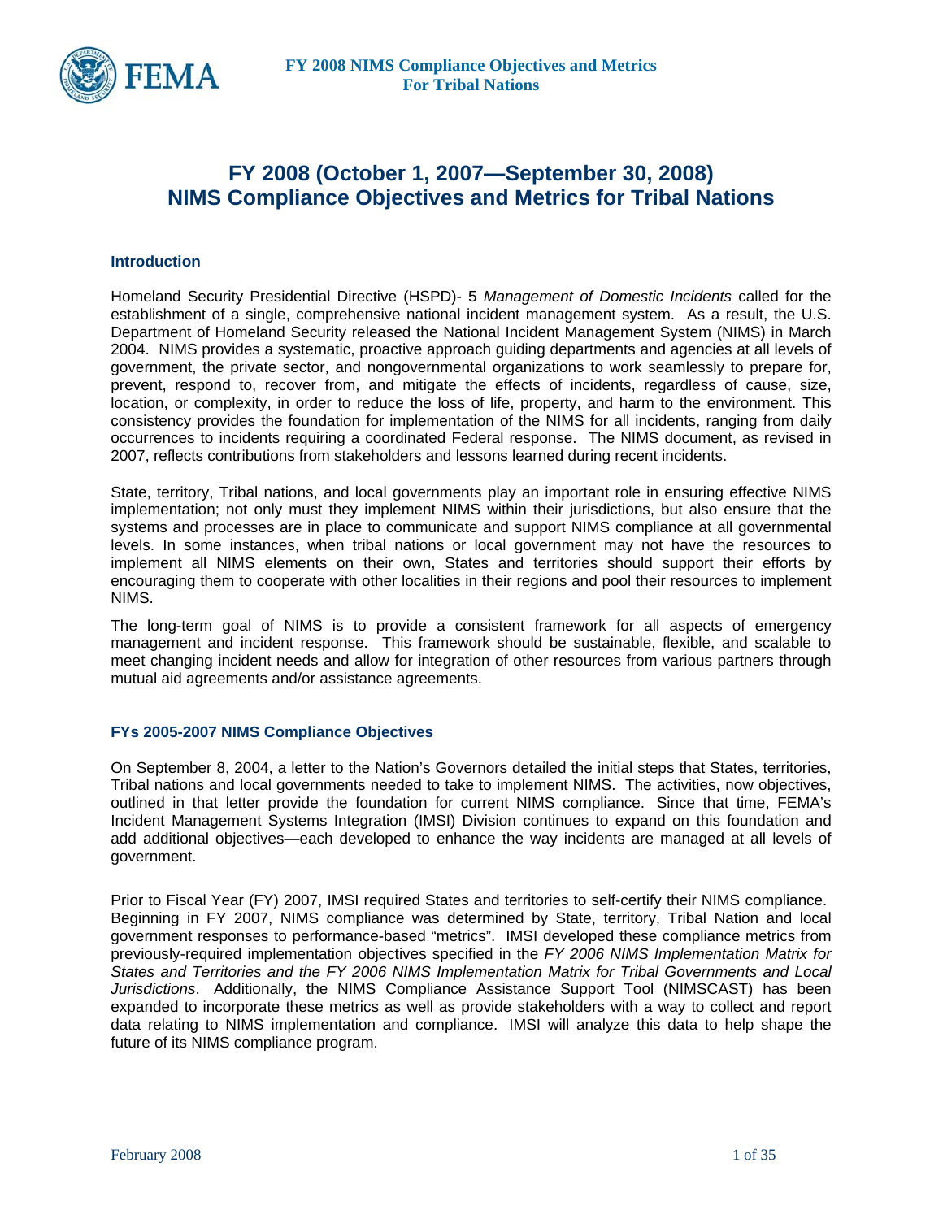# FY 2008 (October 1, 2007—September 30, 2008) NIMS Compliance Objectives and Metrics for Tribal Nations

## Introduction

Homeland Security Presidential Directive (HSPD)- 5 *Management of Domestic Incidents* called for the establishment of a single, comprehensive national incident management system. As a result, the U.S. Department of Homeland Security released the National Incident Management System (NIMS) in March 2004. NIMS provides a systematic, proactive approach guiding departments and agencies at all levels of government, the private sector, and nongovernmental organizations to work seamlessly to prepare for, prevent, respond to, recover from, and mitigate the effects of incidents, regardless of cause, size, location, or complexity, in order to reduce the loss of life, property, and harm to the environment. This consistency provides the foundation for implementation of the NIMS for all incidents, ranging from daily occurrences to incidents requiring a coordinated Federal response. The NIMS document, as revised in 2007, reflects contributions from stakeholders and lessons learned during recent incidents.

State, territory, Tribal nations, and local governments play an important role in ensuring effective NIMS implementation; not only must they implement NIMS within their jurisdictions, but also ensure that the systems and processes are in place to communicate and support NIMS compliance at all governmental levels. In some instances, when tribal nations or local government may not have the resources to implement all NIMS elements on their own, States and territories should support their efforts by encouraging them to cooperate with other localities in their regions and pool their resources to implement NIMS.

The long-term goal of NIMS is to provide a consistent framework for all aspects of emergency management and incident response. This framework should be sustainable, flexible, and scalable to meet changing incident needs and allow for integration of other resources from various partners through mutual aid agreements and/or assistance agreements.

## FYs 2005-2007 NIMS Compliance Objectives

On September 8, 2004, a letter to the Nation's Governors detailed the initial steps that States, territories, Tribal nations and local governments needed to take to implement NIMS. The activities, now objectives, outlined in that letter provide the foundation for current NIMS compliance. Since that time, FEMA's Incident Management Systems Integration (IMSI) Division continues to expand on this foundation and add additional objectives—each developed to enhance the way incidents are managed at all levels of government.

Prior to Fiscal Year (FY) 2007, IMSI required States and territories to self-certify their NIMS compliance. Beginning in FY 2007, NIMS compliance was determined by State, territory, Tribal Nation and local government responses to performance-based "metrics". IMSI developed these compliance metrics from previously-required implementation objectives specified in the *FY 2006 NIMS Implementation Matrix for States and Territories and the FY 2006 NIMS Implementation Matrix for Tribal Governments and Local Jurisdictions*. Additionally, the NIMS Compliance Assistance Support Tool (NIMSCAST) has been expanded to incorporate these metrics as well as provide stakeholders with a way to collect and report data relating to NIMS implementation and compliance. IMSI will analyze this data to help shape the future of its NIMS compliance program.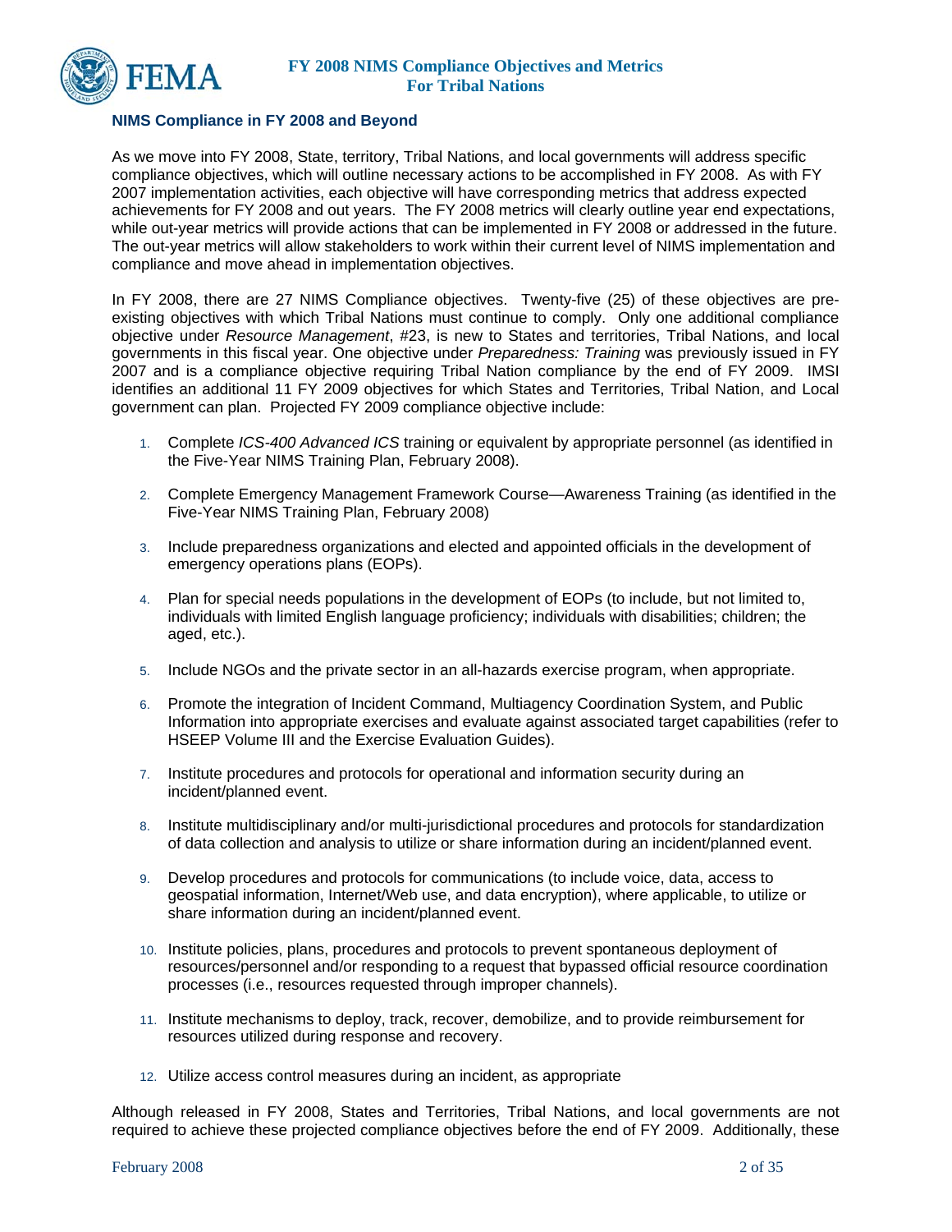## NIMS Compliance in FY 2008 and Beyond

As we move into FY 2008, State, territory, Tribal Nations, and local governments will address specific compliance objectives, which will outline necessary actions to be accomplished in FY 2008. As with FY 2007 implementation activities, each objective will have corresponding metrics that address expected achievements for FY 2008 and out years. The FY 2008 metrics will clearly outline year end expectations, while out-year metrics will provide actions that can be implemented in FY 2008 or addressed in the future. The out-year metrics will allow stakeholders to work within their current level of NIMS implementation and compliance and move ahead in implementation objectives.

In FY 2008, there are 27 NIMS Compliance objectives. Twenty-five (25) of these objectives are pre-existing objectives with which Tribal Nations must continue to comply. Only one additional compliance objective under *Resource Management*, #23, is new to States and territories, Tribal Nations, and local governments in this fiscal year. One objective under *Preparedness: Training* was previously issued in FY 2007 and is a compliance objective requiring Tribal Nation compliance by the end of FY 2009. IMSI identifies an additional 11 FY 2009 objectives for which States and Territories, Tribal Nation, and Local government can plan. Projected FY 2009 compliance objective include:

1. Complete *ICS-400 Advanced ICS* training or equivalent by appropriate personnel (as identified in the Five-Year NIMS Training Plan, February 2008).
2. Complete Emergency Management Framework Course—Awareness Training (as identified in the Five-Year NIMS Training Plan, February 2008)
3. Include preparedness organizations and elected and appointed officials in the development of emergency operations plans (EOPs).
4. Plan for special needs populations in the development of EOPs (to include, but not limited to, individuals with limited English language proficiency; individuals with disabilities; children; the aged, etc.).
5. Include NGOs and the private sector in an all-hazards exercise program, when appropriate.
6. Promote the integration of Incident Command, Multiagency Coordination System, and Public Information into appropriate exercises and evaluate against associated target capabilities (refer to HSEEP Volume III and the Exercise Evaluation Guides).
7. Institute procedures and protocols for operational and information security during an incident/planned event.
8. Institute multidisciplinary and/or multi-jurisdictional procedures and protocols for standardization of data collection and analysis to utilize or share information during an incident/planned event.
9. Develop procedures and protocols for communications (to include voice, data, access to geospatial information, Internet/Web use, and data encryption), where applicable, to utilize or share information during an incident/planned event.
10. Institute policies, plans, procedures and protocols to prevent spontaneous deployment of resources/personnel and/or responding to a request that bypassed official resource coordination processes (i.e., resources requested through improper channels).
11. Institute mechanisms to deploy, track, recover, demobilize, and to provide reimbursement for resources utilized during response and recovery.
12. Utilize access control measures during an incident, as appropriate

Although released in FY 2008, States and Territories, Tribal Nations, and local governments are not required to achieve these projected compliance objectives before the end of FY 2009. Additionally, these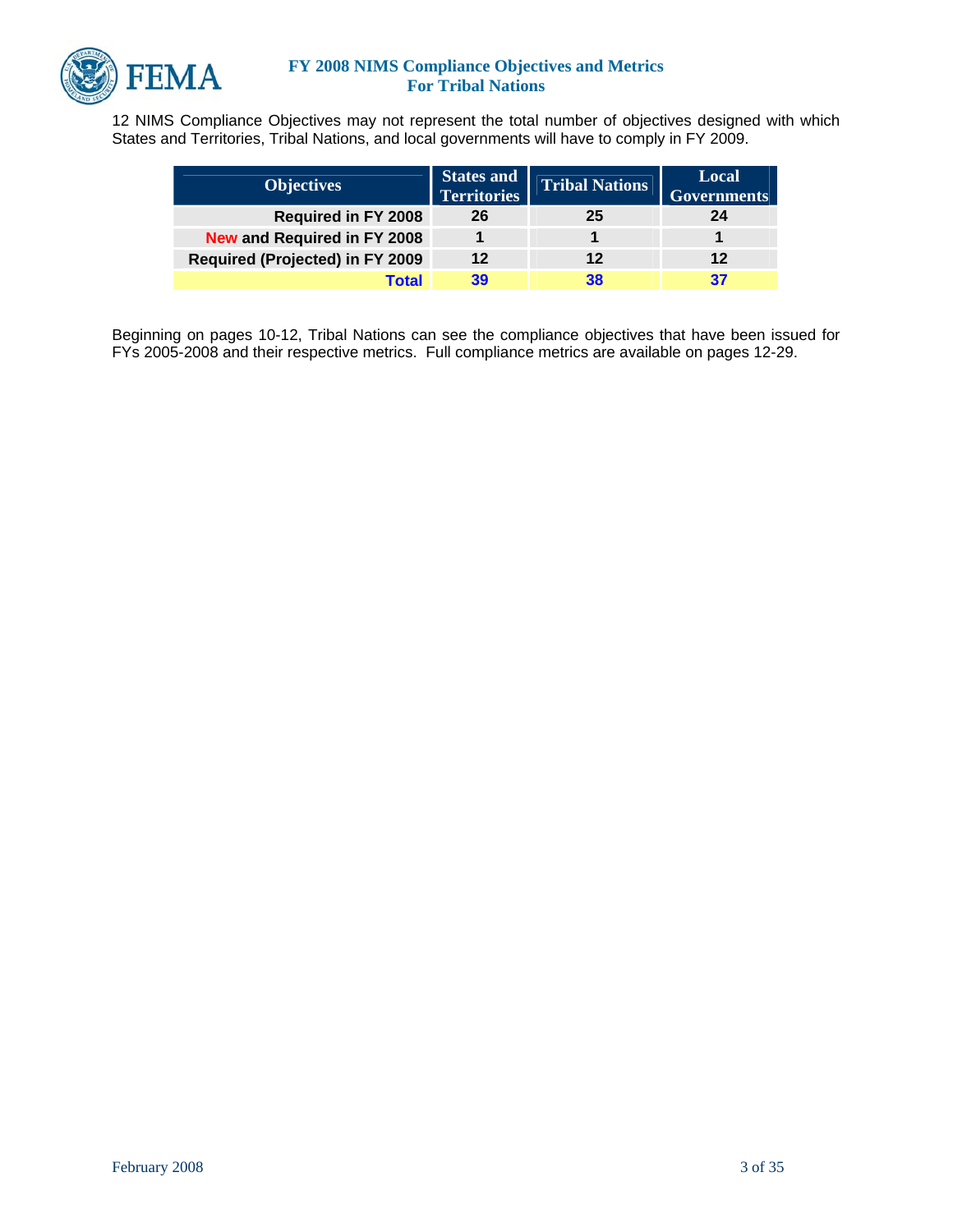12 NIMS Compliance Objectives may not represent the total number of objectives designed with which States and Territories, Tribal Nations, and local governments will have to comply in FY 2009.

| Objectives | States and Territories | Tribal Nations | Local Governments |
| --- | --- | --- | --- |
| **Required in FY 2008** | **26** | **25** | **24** |
| **New and Required in FY 2008** | **1** | **1** | **1** |
| **Required (Projected) in FY 2009** | **12** | **12** | **12** |
| **Total** | **39** | **38** | **37** |

Beginning on pages 10-12, Tribal Nations can see the compliance objectives that have been issued for FYs 2005-2008 and their respective metrics. Full compliance metrics are available on pages 12-29.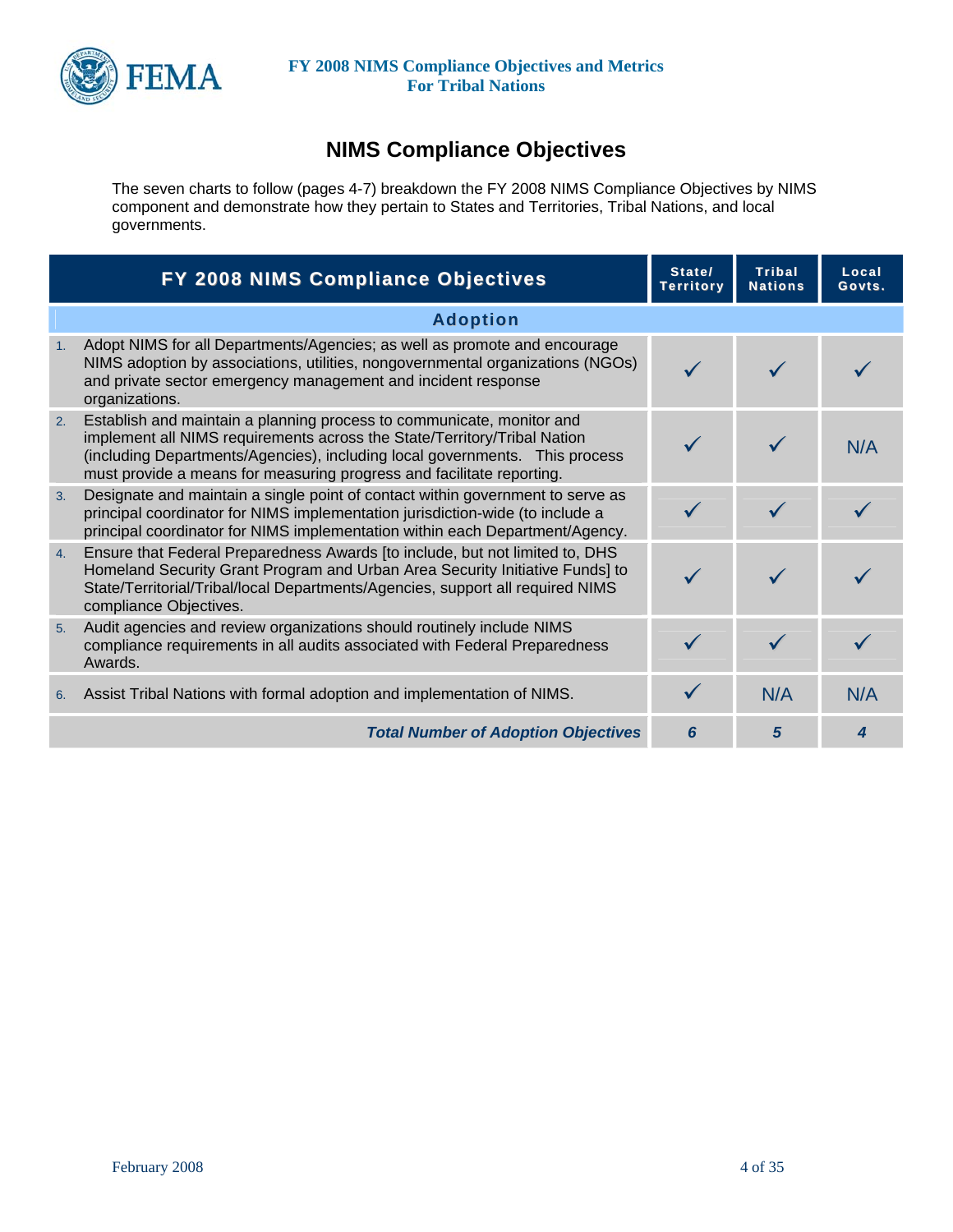## NIMS Compliance Objectives

The seven charts to follow (pages 4-7) breakdown the FY 2008 NIMS Compliance Objectives by NIMS component and demonstrate how they pertain to States and Territories, Tribal Nations, and local governments.

| FY 2008 NIMS Compliance Objectives | State/ Territory | Tribal Nations | Local Govts. |
|---|---|---|---|
| **Adoption** | | | |
| 1. Adopt NIMS for all Departments/Agencies; as well as promote and encourage NIMS adoption by associations, utilities, nongovernmental organizations (NGOs) and private sector emergency management and incident response organizations. | ✓ | ✓ | ✓ |
| 2. Establish and maintain a planning process to communicate, monitor and implement all NIMS requirements across the State/Territory/Tribal Nation (including Departments/Agencies), including local governments. This process must provide a means for measuring progress and facilitate reporting. | ✓ | ✓ | N/A |
| 3. Designate and maintain a single point of contact within government to serve as principal coordinator for NIMS implementation jurisdiction-wide (to include a principal coordinator for NIMS implementation within each Department/Agency. | ✓ | ✓ | ✓ |
| 4. Ensure that Federal Preparedness Awards [to include, but not limited to, DHS Homeland Security Grant Program and Urban Area Security Initiative Funds] to State/Territorial/Tribal/local Departments/Agencies, support all required NIMS compliance Objectives. | ✓ | ✓ | ✓ |
| 5. Audit agencies and review organizations should routinely include NIMS compliance requirements in all audits associated with Federal Preparedness Awards. | ✓ | ✓ | ✓ |
| 6. Assist Tribal Nations with formal adoption and implementation of NIMS. | ✓ | N/A | N/A |
| ***Total Number of Adoption Objectives*** | ***6*** | ***5*** | ***4*** |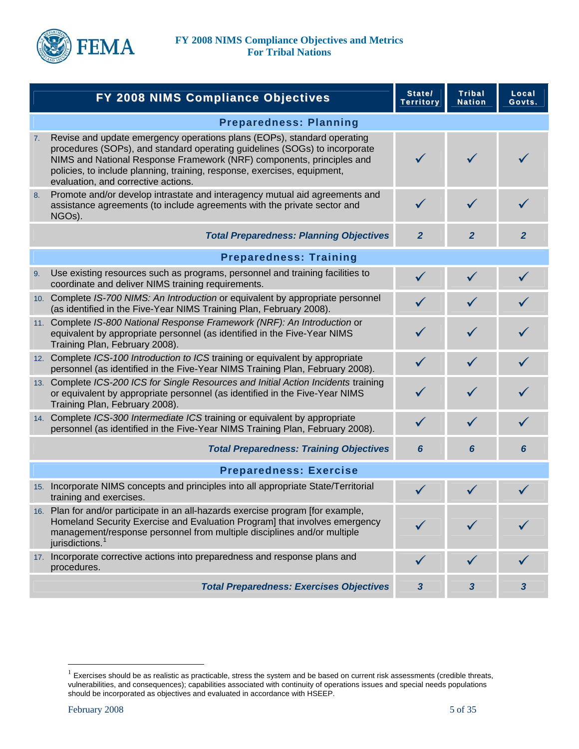| FY 2008 NIMS Compliance Objectives | State/ Territory | Tribal Nation | Local Govts. |
|---|---|---|---|
| **Preparedness: Planning** | | | |
| 7. Revise and update emergency operations plans (EOPs), standard operating procedures (SOPs), and standard operating guidelines (SOGs) to incorporate NIMS and National Response Framework (NRF) components, principles and policies, to include planning, training, response, exercises, equipment, evaluation, and corrective actions. | ✓ | ✓ | ✓ |
| 8. Promote and/or develop intrastate and interagency mutual aid agreements and assistance agreements (to include agreements with the private sector and NGOs). | ✓ | ✓ | ✓ |
| ***Total Preparedness: Planning Objectives*** | ***2*** | ***2*** | ***2*** |
| **Preparedness: Training** | | | |
| 9. Use existing resources such as programs, personnel and training facilities to coordinate and deliver NIMS training requirements. | ✓ | ✓ | ✓ |
| 10. Complete *IS-700 NIMS: An Introduction* or equivalent by appropriate personnel (as identified in the Five-Year NIMS Training Plan, February 2008). | ✓ | ✓ | ✓ |
| 11. Complete *IS-800 National Response Framework (NRF): An Introduction* or equivalent by appropriate personnel (as identified in the Five-Year NIMS Training Plan, February 2008). | ✓ | ✓ | ✓ |
| 12. Complete *ICS-100 Introduction to ICS* training or equivalent by appropriate personnel (as identified in the Five-Year NIMS Training Plan, February 2008). | ✓ | ✓ | ✓ |
| 13. Complete *ICS-200 ICS for Single Resources and Initial Action Incidents* training or equivalent by appropriate personnel (as identified in the Five-Year NIMS Training Plan, February 2008). | ✓ | ✓ | ✓ |
| 14. Complete *ICS-300 Intermediate ICS* training or equivalent by appropriate personnel (as identified in the Five-Year NIMS Training Plan, February 2008). | ✓ | ✓ | ✓ |
| ***Total Preparedness: Training Objectives*** | ***6*** | ***6*** | ***6*** |
| **Preparedness: Exercise** | | | |
| 15. Incorporate NIMS concepts and principles into all appropriate State/Territorial training and exercises. | ✓ | ✓ | ✓ |
| 16. Plan for and/or participate in an all-hazards exercise program [for example, Homeland Security Exercise and Evaluation Program] that involves emergency management/response personnel from multiple disciplines and/or multiple jurisdictions.[1] | ✓ | ✓ | ✓ |
| 17. Incorporate corrective actions into preparedness and response plans and procedures. | ✓ | ✓ | ✓ |
| ***Total Preparedness: Exercises Objectives*** | ***3*** | ***3*** | ***3*** |

[1] Exercises should be as realistic as practicable, stress the system and be based on current risk assessments (credible threats, vulnerabilities, and consequences); capabilities associated with continuity of operations issues and special needs populations should be incorporated as objectives and evaluated in accordance with HSEEP.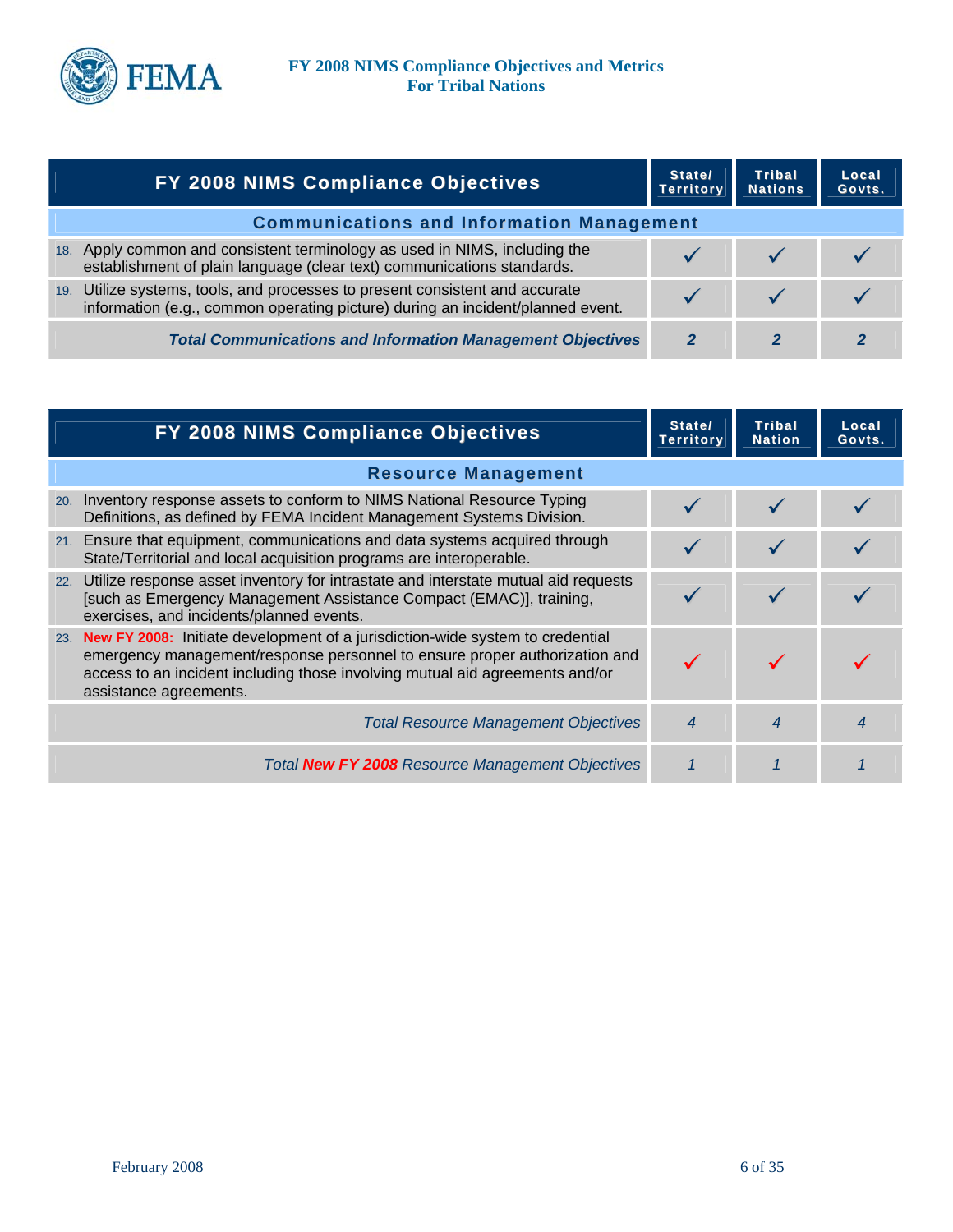| FY 2008 NIMS Compliance Objectives | State/ Territory | Tribal Nations | Local Govts. |
|---|---|---|---|
| **Communications and Information Management** | | | |
| 18. Apply common and consistent terminology as used in NIMS, including the establishment of plain language (clear text) communications standards. | ✓ | ✓ | ✓ |
| 19. Utilize systems, tools, and processes to present consistent and accurate information (e.g., common operating picture) during an incident/planned event. | ✓ | ✓ | ✓ |
| ***Total Communications and Information Management Objectives*** | ***2*** | ***2*** | ***2*** |

| FY 2008 NIMS Compliance Objectives | State/ Territory | Tribal Nation | Local Govts. |
|---|---|---|---|
| **Resource Management** | | | |
| 20. Inventory response assets to conform to NIMS National Resource Typing Definitions, as defined by FEMA Incident Management Systems Division. | ✓ | ✓ | ✓ |
| 21. Ensure that equipment, communications and data systems acquired through State/Territorial and local acquisition programs are interoperable. | ✓ | ✓ | ✓ |
| 22. Utilize response asset inventory for intrastate and interstate mutual aid requests [such as Emergency Management Assistance Compact (EMAC)], training, exercises, and incidents/planned events. | ✓ | ✓ | ✓ |
| 23. **New FY 2008:** Initiate development of a jurisdiction-wide system to credential emergency management/response personnel to ensure proper authorization and access to an incident including those involving mutual aid agreements and/or assistance agreements. | ✓ | ✓ | ✓ |
| *Total Resource Management Objectives* | *4* | *4* | *4* |
| *Total **New FY 2008** Resource Management Objectives* | *1* | *1* | *1* |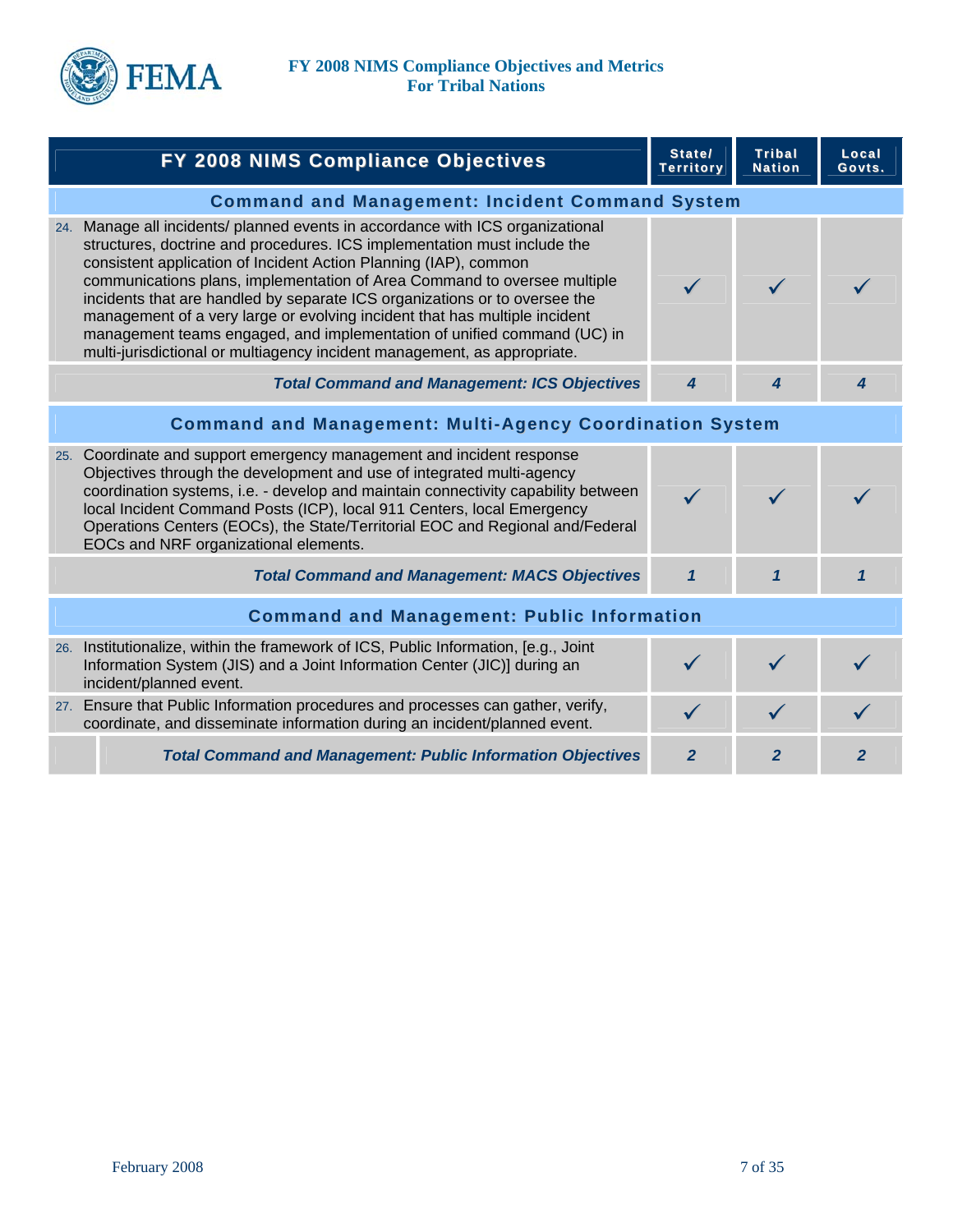| FY 2008 NIMS Compliance Objectives | State/ Territory | Tribal Nation | Local Govts. |
|---|---|---|---|
| **Command and Management: Incident Command System** | | | |
| 24. Manage all incidents/ planned events in accordance with ICS organizational structures, doctrine and procedures. ICS implementation must include the consistent application of Incident Action Planning (IAP), common communications plans, implementation of Area Command to oversee multiple incidents that are handled by separate ICS organizations or to oversee the management of a very large or evolving incident that has multiple incident management teams engaged, and implementation of unified command (UC) in multi-jurisdictional or multiagency incident management, as appropriate. | ✓ | ✓ | ✓ |
| ***Total Command and Management: ICS Objectives*** | ***4*** | ***4*** | ***4*** |
| **Command and Management: Multi-Agency Coordination System** | | | |
| 25. Coordinate and support emergency management and incident response Objectives through the development and use of integrated multi-agency coordination systems, i.e. - develop and maintain connectivity capability between local Incident Command Posts (ICP), local 911 Centers, local Emergency Operations Centers (EOCs), the State/Territorial EOC and Regional and/Federal EOCs and NRF organizational elements. | ✓ | ✓ | ✓ |
| ***Total Command and Management: MACS Objectives*** | ***1*** | ***1*** | ***1*** |
| **Command and Management: Public Information** | | | |
| 26. Institutionalize, within the framework of ICS, Public Information, [e.g., Joint Information System (JIS) and a Joint Information Center (JIC)] during an incident/planned event. | ✓ | ✓ | ✓ |
| 27. Ensure that Public Information procedures and processes can gather, verify, coordinate, and disseminate information during an incident/planned event. | ✓ | ✓ | ✓ |
| ***Total Command and Management: Public Information Objectives*** | ***2*** | ***2*** | ***2*** |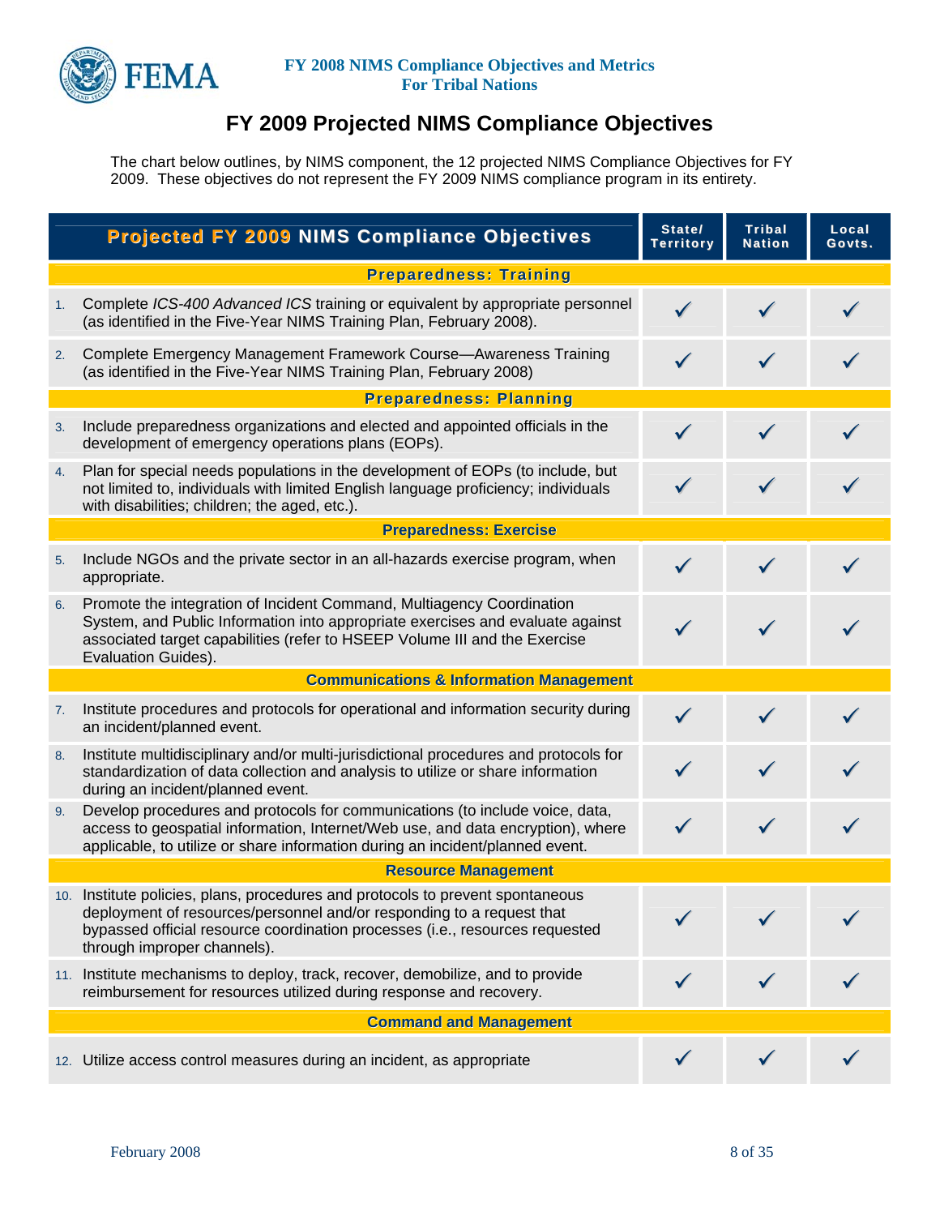# FY 2009 Projected NIMS Compliance Objectives

The chart below outlines, by NIMS component, the 12 projected NIMS Compliance Objectives for FY 2009. These objectives do not represent the FY 2009 NIMS compliance program in its entirety.

| Projected FY 2009 NIMS Compliance Objectives | State/ Territory | Tribal Nation | Local Govts. |
|---|---|---|---|
| **Preparedness: Training** | | | |
| 1. Complete *ICS-400 Advanced ICS* training or equivalent by appropriate personnel (as identified in the Five-Year NIMS Training Plan, February 2008). | ✓ | ✓ | ✓ |
| 2. Complete Emergency Management Framework Course—Awareness Training (as identified in the Five-Year NIMS Training Plan, February 2008) | ✓ | ✓ | ✓ |
| **Preparedness: Planning** | | | |
| 3. Include preparedness organizations and elected and appointed officials in the development of emergency operations plans (EOPs). | ✓ | ✓ | ✓ |
| 4. Plan for special needs populations in the development of EOPs (to include, but not limited to, individuals with limited English language proficiency; individuals with disabilities; children; the aged, etc.). | ✓ | ✓ | ✓ |
| **Preparedness: Exercise** | | | |
| 5. Include NGOs and the private sector in an all-hazards exercise program, when appropriate. | ✓ | ✓ | ✓ |
| 6. Promote the integration of Incident Command, Multiagency Coordination System, and Public Information into appropriate exercises and evaluate against associated target capabilities (refer to HSEEP Volume III and the Exercise Evaluation Guides). | ✓ | ✓ | ✓ |
| **Communications & Information Management** | | | |
| 7. Institute procedures and protocols for operational and information security during an incident/planned event. | ✓ | ✓ | ✓ |
| 8. Institute multidisciplinary and/or multi-jurisdictional procedures and protocols for standardization of data collection and analysis to utilize or share information during an incident/planned event. | ✓ | ✓ | ✓ |
| 9. Develop procedures and protocols for communications (to include voice, data, access to geospatial information, Internet/Web use, and data encryption), where applicable, to utilize or share information during an incident/planned event. | ✓ | ✓ | ✓ |
| **Resource Management** | | | |
| 10. Institute policies, plans, procedures and protocols to prevent spontaneous deployment of resources/personnel and/or responding to a request that bypassed official resource coordination processes (i.e., resources requested through improper channels). | ✓ | ✓ | ✓ |
| 11. Institute mechanisms to deploy, track, recover, demobilize, and to provide reimbursement for resources utilized during response and recovery. | ✓ | ✓ | ✓ |
| **Command and Management** | | | |
| 12. Utilize access control measures during an incident, as appropriate | ✓ | ✓ | ✓ |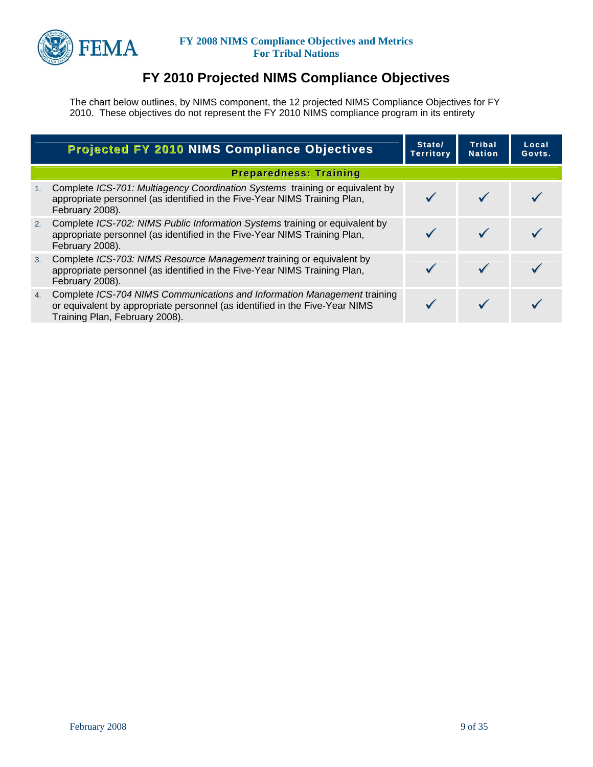# FY 2010 Projected NIMS Compliance Objectives

The chart below outlines, by NIMS component, the 12 projected NIMS Compliance Objectives for FY 2010. These objectives do not represent the FY 2010 NIMS compliance program in its entirety

| Projected FY 2010 NIMS Compliance Objectives | State/ Territory | Tribal Nation | Local Govts. |
|---|---|---|---|
| **Preparedness: Training** | | | |
| 1. Complete *ICS-701: Multiagency Coordination Systems* training or equivalent by appropriate personnel (as identified in the Five-Year NIMS Training Plan, February 2008). | ✓ | ✓ | ✓ |
| 2. Complete *ICS-702: NIMS Public Information Systems* training or equivalent by appropriate personnel (as identified in the Five-Year NIMS Training Plan, February 2008). | ✓ | ✓ | ✓ |
| 3. Complete *ICS-703: NIMS Resource Management* training or equivalent by appropriate personnel (as identified in the Five-Year NIMS Training Plan, February 2008). | ✓ | ✓ | ✓ |
| 4. Complete *ICS-704 NIMS Communications and Information Management* training or equivalent by appropriate personnel (as identified in the Five-Year NIMS Training Plan, February 2008). | ✓ | ✓ | ✓ |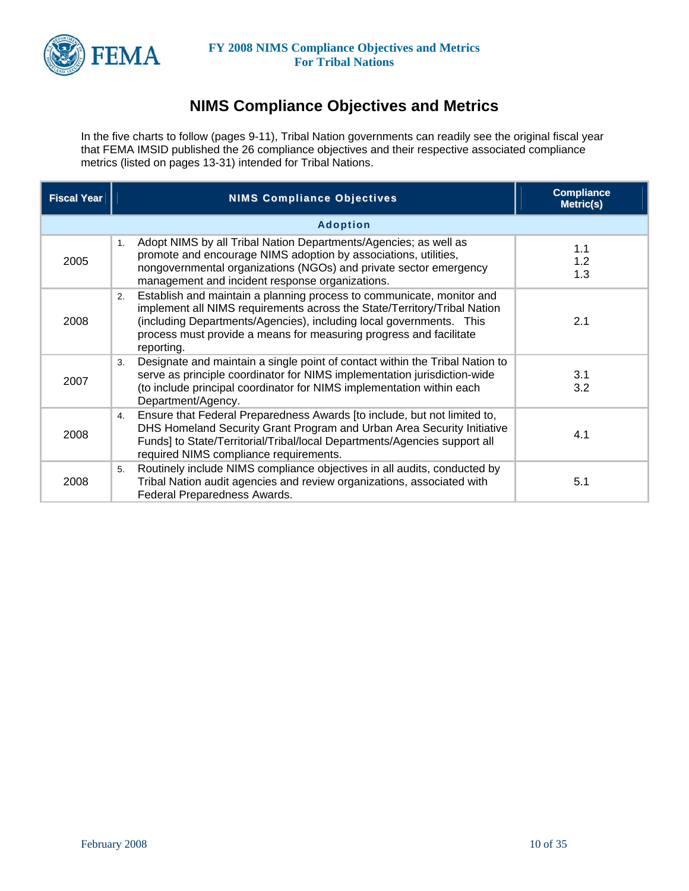# NIMS Compliance Objectives and Metrics

In the five charts to follow (pages 9-11), Tribal Nation governments can readily see the original fiscal year that FEMA IMSID published the 26 compliance objectives and their respective associated compliance metrics (listed on pages 13-31) intended for Tribal Nations.

| Fiscal Year | NIMS Compliance Objectives | Compliance Metric(s) |
|---|---|---|
| | **Adoption** | |
| 2005 | 1. Adopt NIMS by all Tribal Nation Departments/Agencies; as well as promote and encourage NIMS adoption by associations, utilities, nongovernmental organizations (NGOs) and private sector emergency management and incident response organizations. | 1.1<br>1.2<br>1.3 |
| 2008 | 2. Establish and maintain a planning process to communicate, monitor and implement all NIMS requirements across the State/Territory/Tribal Nation (including Departments/Agencies), including local governments. This process must provide a means for measuring progress and facilitate reporting. | 2.1 |
| 2007 | 3. Designate and maintain a single point of contact within the Tribal Nation to serve as principle coordinator for NIMS implementation jurisdiction-wide (to include principal coordinator for NIMS implementation within each Department/Agency. | 3.1<br>3.2 |
| 2008 | 4. Ensure that Federal Preparedness Awards [to include, but not limited to, DHS Homeland Security Grant Program and Urban Area Security Initiative Funds] to State/Territorial/Tribal/local Departments/Agencies support all required NIMS compliance requirements. | 4.1 |
| 2008 | 5. Routinely include NIMS compliance objectives in all audits, conducted by Tribal Nation audit agencies and review organizations, associated with Federal Preparedness Awards. | 5.1 |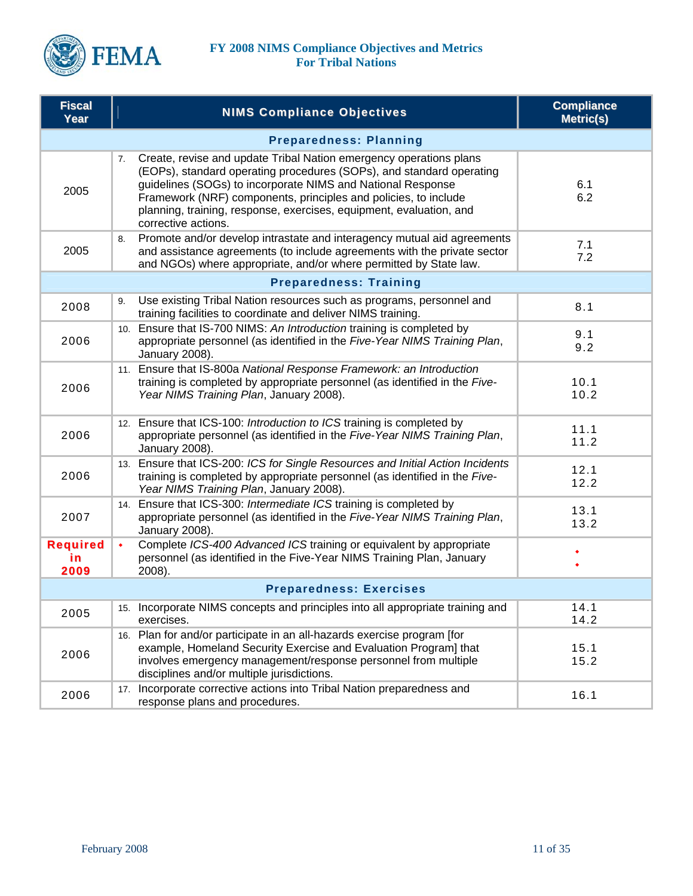| Fiscal Year | NIMS Compliance Objectives | Compliance Metric(s) |
|---|---|---|
| **Preparedness: Planning** | | |
| 2005 | 7. Create, revise and update Tribal Nation emergency operations plans (EOPs), standard operating procedures (SOPs), and standard operating guidelines (SOGs) to incorporate NIMS and National Response Framework (NRF) components, principles and policies, to include planning, training, response, exercises, equipment, evaluation, and corrective actions. | 6.1<br>6.2 |
| 2005 | 8. Promote and/or develop intrastate and interagency mutual aid agreements and assistance agreements (to include agreements with the private sector and NGOs) where appropriate, and/or where permitted by State law. | 7.1<br>7.2 |
| **Preparedness: Training** | | |
| 2008 | 9. Use existing Tribal Nation resources such as programs, personnel and training facilities to coordinate and deliver NIMS training. | 8.1 |
| 2006 | 10. Ensure that IS-700 NIMS: *An Introduction* training is completed by appropriate personnel (as identified in the *Five-Year NIMS Training Plan*, January 2008). | 9.1<br>9.2 |
| 2006 | 11. Ensure that IS-800a *National Response Framework: an Introduction* training is completed by appropriate personnel (as identified in the *Five-Year NIMS Training Plan*, January 2008). | 10.1<br>10.2 |
| 2006 | 12. Ensure that ICS-100: *Introduction to ICS* training is completed by appropriate personnel (as identified in the *Five-Year NIMS Training Plan*, January 2008). | 11.1<br>11.2 |
| 2006 | 13. Ensure that ICS-200: *ICS for Single Resources and Initial Action Incidents* training is completed by appropriate personnel (as identified in the *Five-Year NIMS Training Plan*, January 2008). | 12.1<br>12.2 |
| 2007 | 14. Ensure that ICS-300: *Intermediate ICS* training is completed by appropriate personnel (as identified in the *Five-Year NIMS Training Plan*, January 2008). | 13.1<br>13.2 |
| **Required in 2009** | • Complete *ICS-400 Advanced ICS* training or equivalent by appropriate personnel (as identified in the Five-Year NIMS Training Plan, January 2008). | •<br>• |
| **Preparedness: Exercises** | | |
| 2005 | 15. Incorporate NIMS concepts and principles into all appropriate training and exercises. | 14.1<br>14.2 |
| 2006 | 16. Plan for and/or participate in an all-hazards exercise program [for example, Homeland Security Exercise and Evaluation Program] that involves emergency management/response personnel from multiple disciplines and/or multiple jurisdictions. | 15.1<br>15.2 |
| 2006 | 17. Incorporate corrective actions into Tribal Nation preparedness and response plans and procedures. | 16.1 |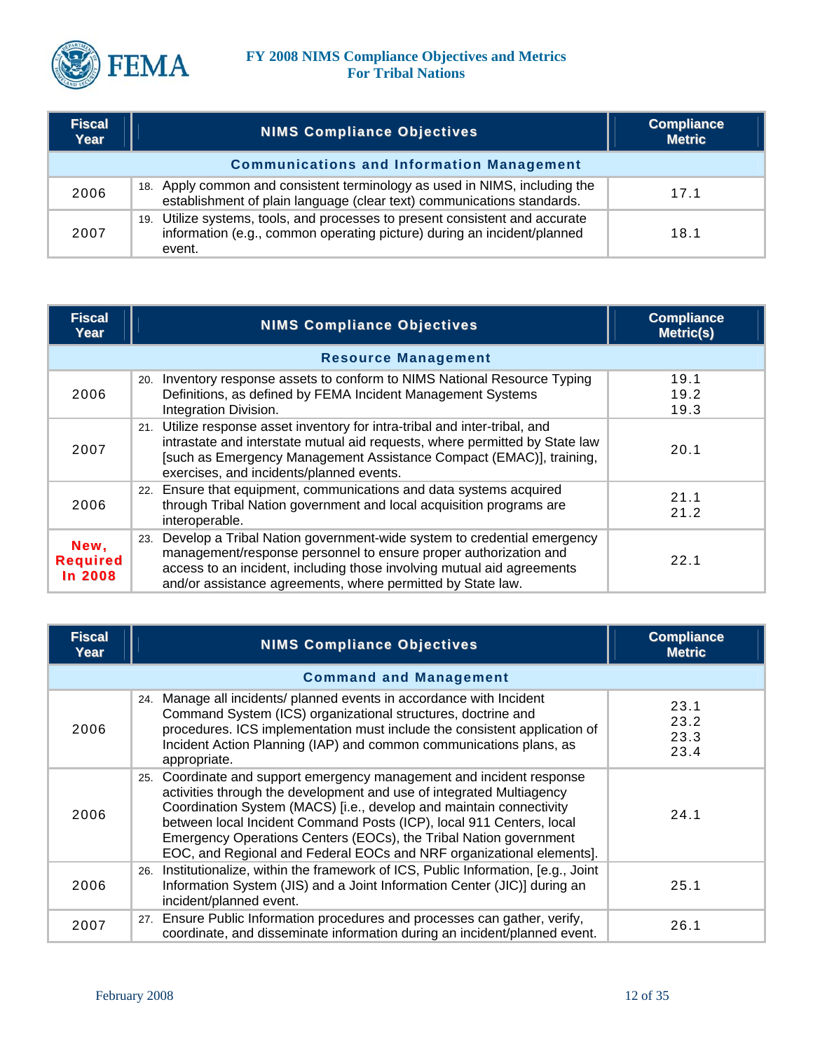# FY 2008 NIMS Compliance Objectives and Metrics For Tribal Nations

| Fiscal Year | NIMS Compliance Objectives | Compliance Metric |
|---|---|---|
| | **Communications and Information Management** | |
| 2006 | 18. Apply common and consistent terminology as used in NIMS, including the establishment of plain language (clear text) communications standards. | 17.1 |
| 2007 | 19. Utilize systems, tools, and processes to present consistent and accurate information (e.g., common operating picture) during an incident/planned event. | 18.1 |

| Fiscal Year | NIMS Compliance Objectives | Compliance Metric(s) |
|---|---|---|
| | **Resource Management** | |
| 2006 | 20. Inventory response assets to conform to NIMS National Resource Typing Definitions, as defined by FEMA Incident Management Systems Integration Division. | 19.1<br>19.2<br>19.3 |
| 2007 | 21. Utilize response asset inventory for intra-tribal and inter-tribal, and intrastate and interstate mutual aid requests, where permitted by State law [such as Emergency Management Assistance Compact (EMAC)], training, exercises, and incidents/planned events. | 20.1 |
| 2006 | 22. Ensure that equipment, communications and data systems acquired through Tribal Nation government and local acquisition programs are interoperable. | 21.1<br>21.2 |
| **New, Required In 2008** | 23. Develop a Tribal Nation government-wide system to credential emergency management/response personnel to ensure proper authorization and access to an incident, including those involving mutual aid agreements and/or assistance agreements, where permitted by State law. | 22.1 |

| Fiscal Year | NIMS Compliance Objectives | Compliance Metric |
|---|---|---|
| | **Command and Management** | |
| 2006 | 24. Manage all incidents/ planned events in accordance with Incident Command System (ICS) organizational structures, doctrine and procedures. ICS implementation must include the consistent application of Incident Action Planning (IAP) and common communications plans, as appropriate. | 23.1<br>23.2<br>23.3<br>23.4 |
| 2006 | 25. Coordinate and support emergency management and incident response activities through the development and use of integrated Multiagency Coordination System (MACS) [i.e., develop and maintain connectivity between local Incident Command Posts (ICP), local 911 Centers, local Emergency Operations Centers (EOCs), the Tribal Nation government EOC, and Regional and Federal EOCs and NRF organizational elements]. | 24.1 |
| 2006 | 26. Institutionalize, within the framework of ICS, Public Information, [e.g., Joint Information System (JIS) and a Joint Information Center (JIC)] during an incident/planned event. | 25.1 |
| 2007 | 27. Ensure Public Information procedures and processes can gather, verify, coordinate, and disseminate information during an incident/planned event. | 26.1 |

February 2008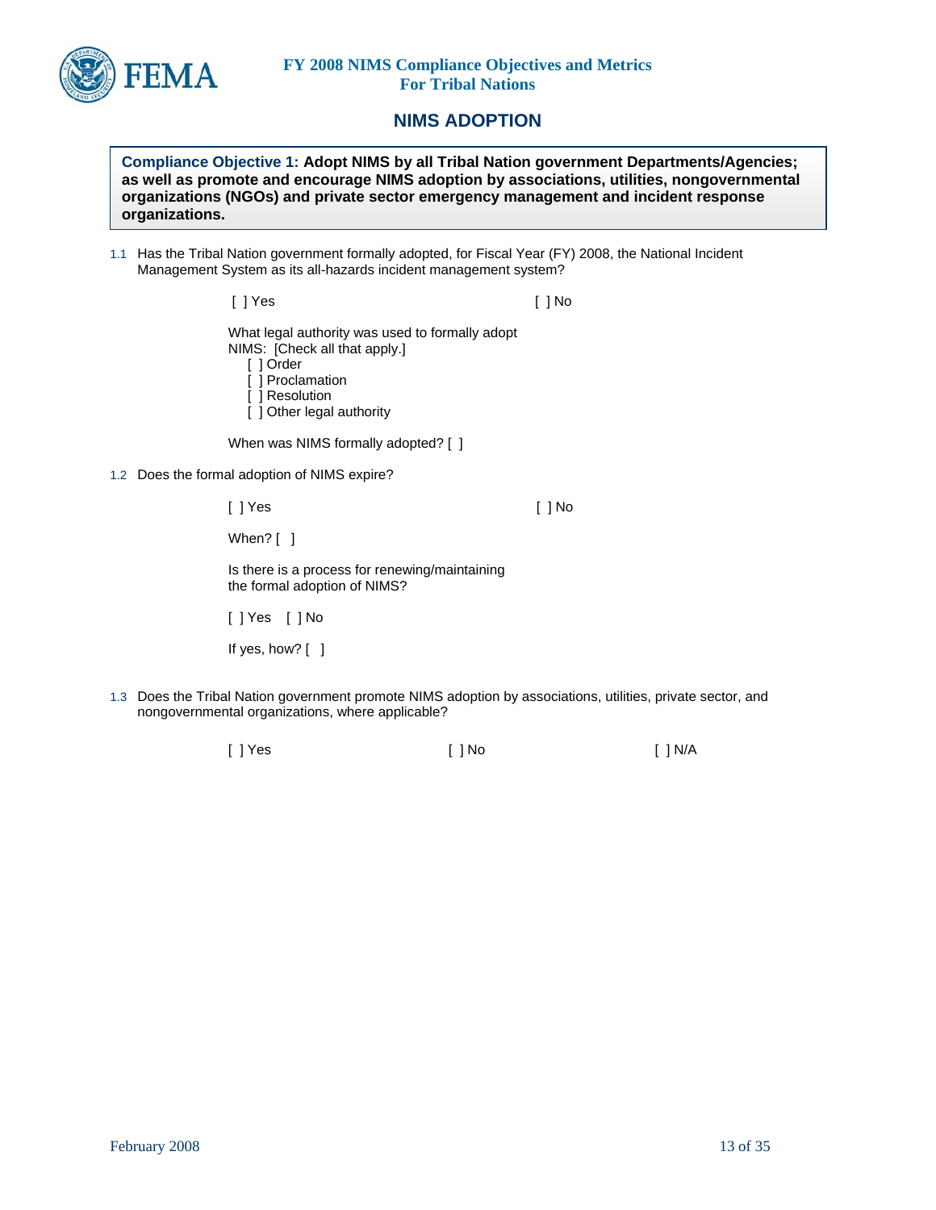## NIMS ADOPTION

**Compliance Objective 1: Adopt NIMS by all Tribal Nation government Departments/Agencies; as well as promote and encourage NIMS adoption by associations, utilities, nongovernmental organizations (NGOs) and private sector emergency management and incident response organizations.**

1.1 Has the Tribal Nation government formally adopted, for Fiscal Year (FY) 2008, the National Incident Management System as its all-hazards incident management system?

[ ] Yes [ ] No

What legal authority was used to formally adopt NIMS: [Check all that apply.]

- [ ] Order
- [ ] Proclamation
- [ ] Resolution
- [ ] Other legal authority

When was NIMS formally adopted? [ ]

1.2 Does the formal adoption of NIMS expire?

[ ] Yes [ ] No

When? [ ]

Is there is a process for renewing/maintaining the formal adoption of NIMS?

[ ] Yes [ ] No

If yes, how? [ ]

1.3 Does the Tribal Nation government promote NIMS adoption by associations, utilities, private sector, and nongovernmental organizations, where applicable?

[ ] Yes [ ] No [ ] N/A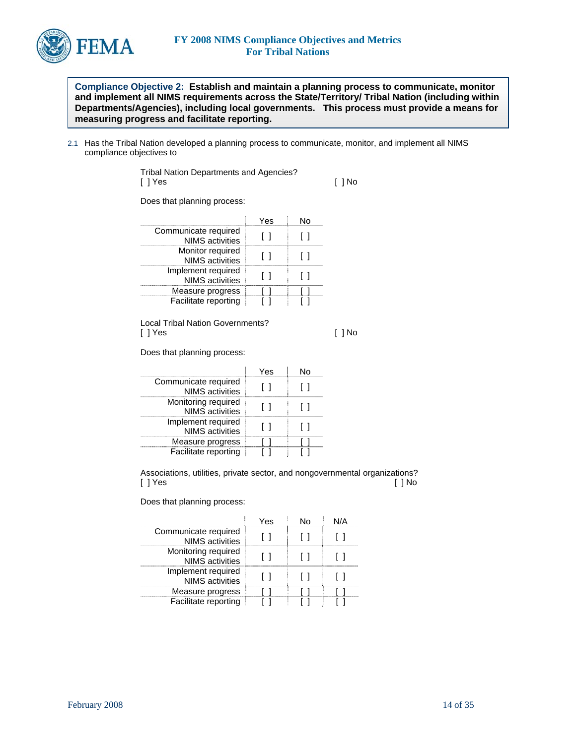**Compliance Objective 2: Establish and maintain a planning process to communicate, monitor and implement all NIMS requirements across the State/Territory/ Tribal Nation (including within Departments/Agencies), including local governments. This process must provide a means for measuring progress and facilitate reporting.**

2.1 Has the Tribal Nation developed a planning process to communicate, monitor, and implement all NIMS compliance objectives to

Tribal Nation Departments and Agencies?
[ ] Yes [ ] No

Does that planning process:

| | Yes | No |
|---|---|---|
| Communicate required NIMS activities | [ ] | [ ] |
| Monitor required NIMS activities | [ ] | [ ] |
| Implement required NIMS activities | [ ] | [ ] |
| Measure progress | [ ] | [ ] |
| Facilitate reporting | [ ] | [ ] |

Local Tribal Nation Governments?
[ ] Yes [ ] No

Does that planning process:

| | Yes | No |
|---|---|---|
| Communicate required NIMS activities | [ ] | [ ] |
| Monitoring required NIMS activities | [ ] | [ ] |
| Implement required NIMS activities | [ ] | [ ] |
| Measure progress | [ ] | [ ] |
| Facilitate reporting | [ ] | [ ] |

Associations, utilities, private sector, and nongovernmental organizations?
[ ] Yes [ ] No

Does that planning process:

| | Yes | No | N/A |
|---|---|---|---|
| Communicate required NIMS activities | [ ] | [ ] | [ ] |
| Monitoring required NIMS activities | [ ] | [ ] | [ ] |
| Implement required NIMS activities | [ ] | [ ] | [ ] |
| Measure progress | [ ] | [ ] | [ ] |
| Facilitate reporting | [ ] | [ ] | [ ] |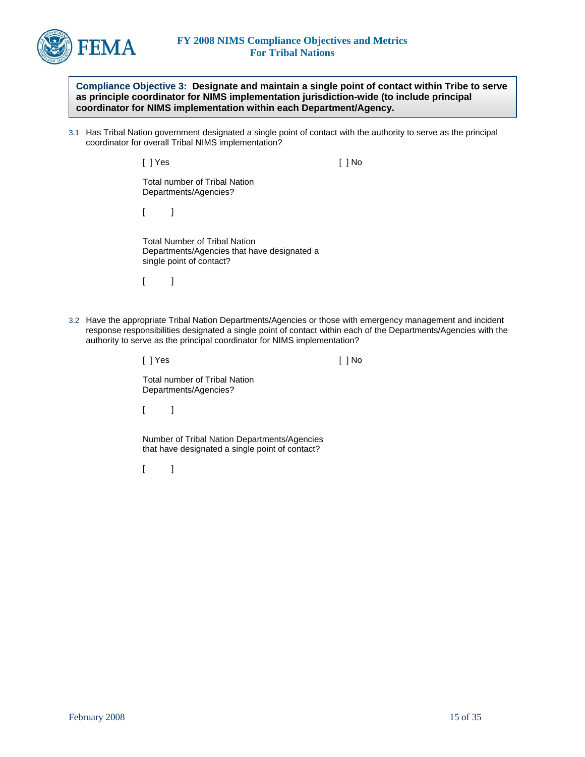**Compliance Objective 3: Designate and maintain a single point of contact within Tribe to serve as principle coordinator for NIMS implementation jurisdiction-wide (to include principal coordinator for NIMS implementation within each Department/Agency.**

3.1 Has Tribal Nation government designated a single point of contact with the authority to serve as the principal coordinator for overall Tribal NIMS implementation?

[ ] Yes [ ] No

Total number of Tribal Nation Departments/Agencies?

[ ]

Total Number of Tribal Nation Departments/Agencies that have designated a single point of contact?

[ ]

3.2 Have the appropriate Tribal Nation Departments/Agencies or those with emergency management and incident response responsibilities designated a single point of contact within each of the Departments/Agencies with the authority to serve as the principal coordinator for NIMS implementation?

[ ] Yes [ ] No

Total number of Tribal Nation Departments/Agencies?

[ ]

Number of Tribal Nation Departments/Agencies that have designated a single point of contact?

[ ]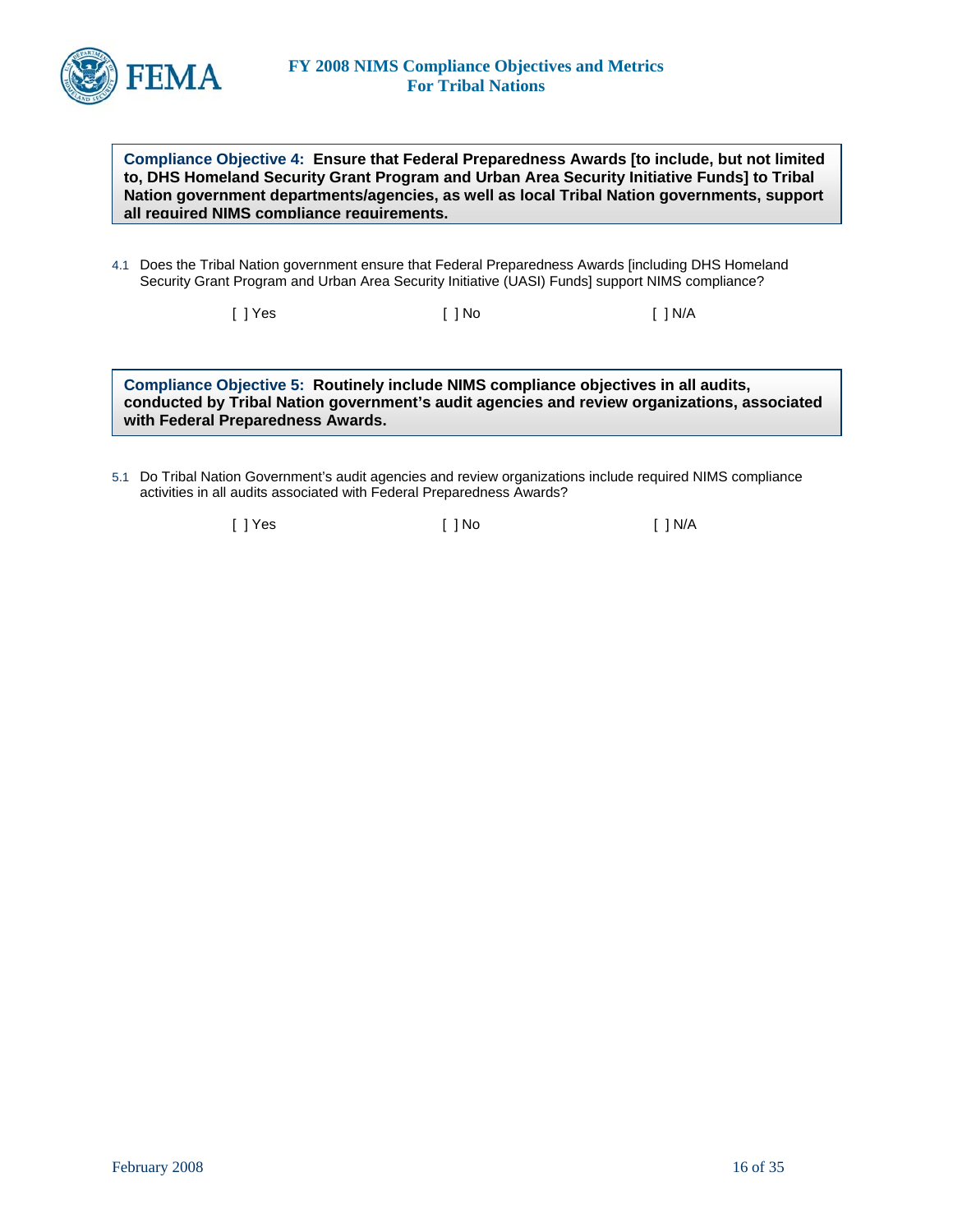**Compliance Objective 4: Ensure that Federal Preparedness Awards [to include, but not limited to, DHS Homeland Security Grant Program and Urban Area Security Initiative Funds] to Tribal Nation government departments/agencies, as well as local Tribal Nation governments, support all required NIMS compliance requirements.**

4.1 Does the Tribal Nation government ensure that Federal Preparedness Awards [including DHS Homeland Security Grant Program and Urban Area Security Initiative (UASI) Funds] support NIMS compliance?

[ ] Yes [ ] No [ ] N/A

**Compliance Objective 5: Routinely include NIMS compliance objectives in all audits, conducted by Tribal Nation government's audit agencies and review organizations, associated with Federal Preparedness Awards.**

5.1 Do Tribal Nation Government's audit agencies and review organizations include required NIMS compliance activities in all audits associated with Federal Preparedness Awards?

[ ] Yes [ ] No [ ] N/A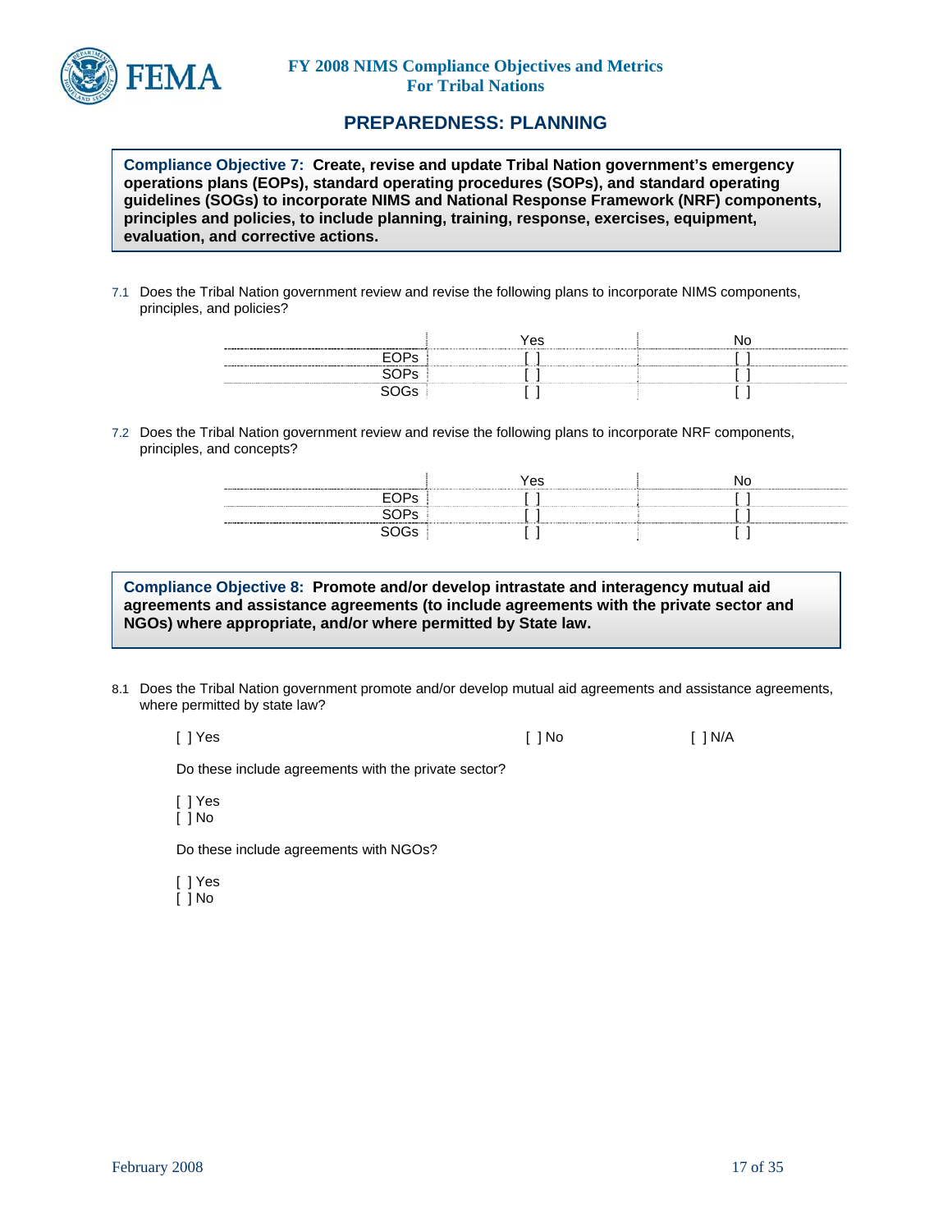## PREPAREDNESS: PLANNING

**Compliance Objective 7: Create, revise and update Tribal Nation government's emergency operations plans (EOPs), standard operating procedures (SOPs), and standard operating guidelines (SOGs) to incorporate NIMS and National Response Framework (NRF) components, principles and policies, to include planning, training, response, exercises, equipment, evaluation, and corrective actions.**

7.1 Does the Tribal Nation government review and revise the following plans to incorporate NIMS components, principles, and policies?

| | Yes | No |
|---|---|---|
| EOPs | [ ] | [ ] |
| SOPs | [ ] | [ ] |
| SOGs | [ ] | [ ] |

7.2 Does the Tribal Nation government review and revise the following plans to incorporate NRF components, principles, and concepts?

| | Yes | No |
|---|---|---|
| EOPs | [ ] | [ ] |
| SOPs | [ ] | [ ] |
| SOGs | [ ] | [ ] |

**Compliance Objective 8: Promote and/or develop intrastate and interagency mutual aid agreements and assistance agreements (to include agreements with the private sector and NGOs) where appropriate, and/or where permitted by State law.**

8.1 Does the Tribal Nation government promote and/or develop mutual aid agreements and assistance agreements, where permitted by state law?

[ ] Yes [ ] No [ ] N/A

Do these include agreements with the private sector?

[ ] Yes
[ ] No

Do these include agreements with NGOs?

[ ] Yes
[ ] No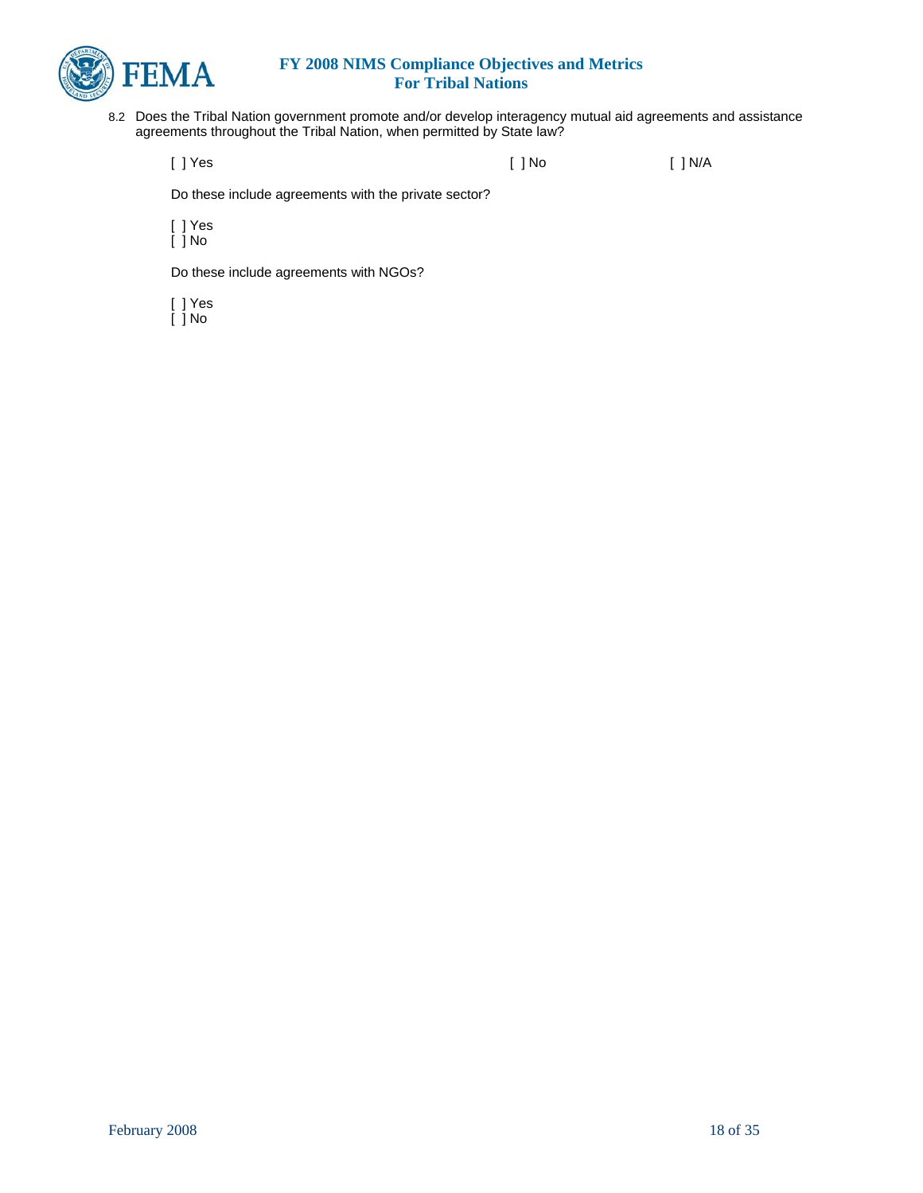8.2 Does the Tribal Nation government promote and/or develop interagency mutual aid agreements and assistance agreements throughout the Tribal Nation, when permitted by State law?

[ ] Yes    [ ] No    [ ] N/A

Do these include agreements with the private sector?

[ ] Yes
[ ] No

Do these include agreements with NGOs?

[ ] Yes
[ ] No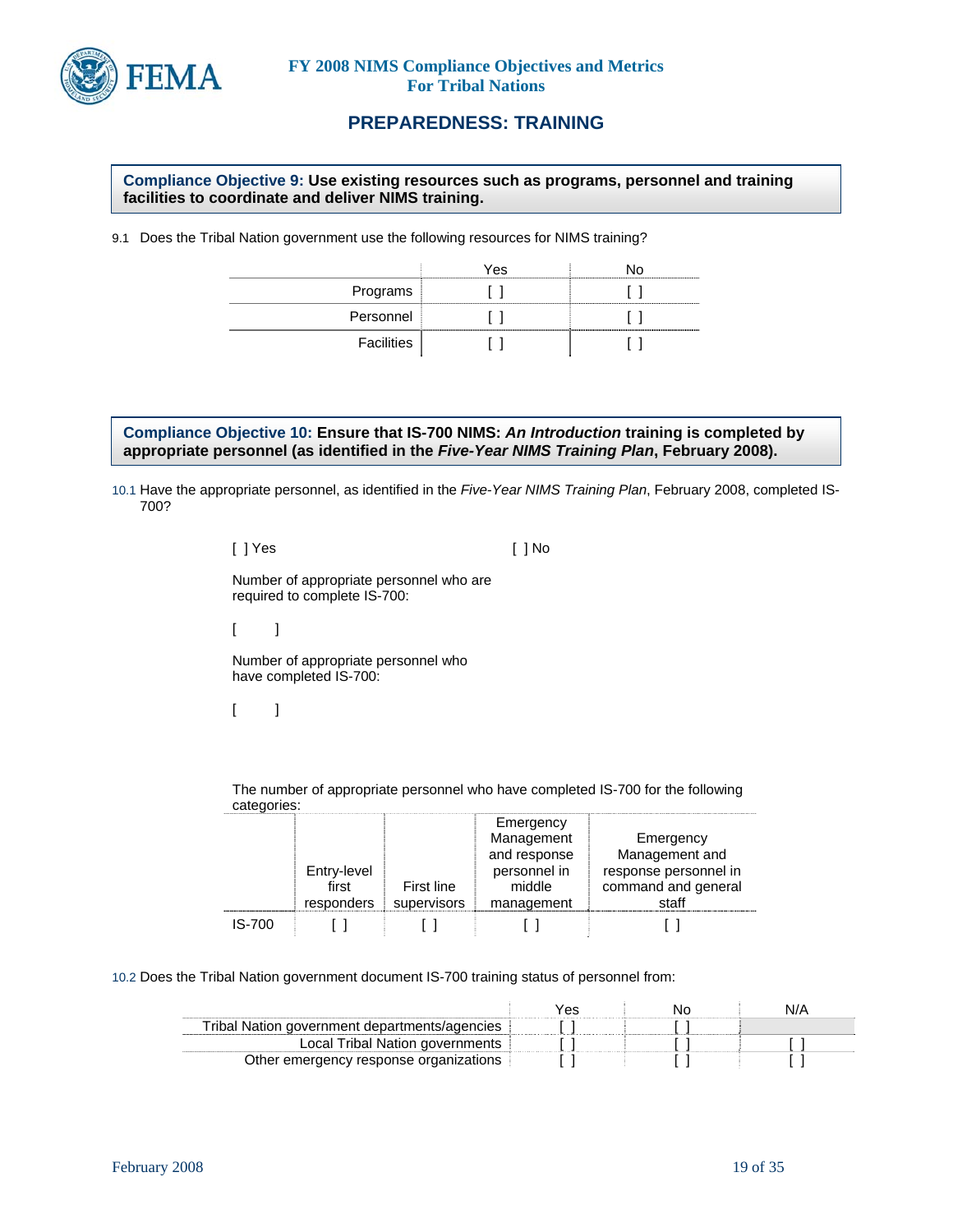## PREPAREDNESS: TRAINING

**Compliance Objective 9: Use existing resources such as programs, personnel and training facilities to coordinate and deliver NIMS training.**

9.1 Does the Tribal Nation government use the following resources for NIMS training?

| | Yes | No |
|---|---|---|
| Programs | [ ] | [ ] |
| Personnel | [ ] | [ ] |
| Facilities | [ ] | [ ] |

**Compliance Objective 10: Ensure that IS-700 NIMS: *An Introduction* training is completed by appropriate personnel (as identified in the *Five-Year NIMS Training Plan*, February 2008).**

10.1 Have the appropriate personnel, as identified in the *Five-Year NIMS Training Plan*, February 2008, completed IS-700?

[ ] Yes [ ] No

Number of appropriate personnel who are required to complete IS-700:

[ ]

Number of appropriate personnel who have completed IS-700:

[ ]

The number of appropriate personnel who have completed IS-700 for the following categories:

| | Entry-level first responders | First line supervisors | Emergency Management and response personnel in middle management | Emergency Management and response personnel in command and general staff |
|---|---|---|---|---|
| IS-700 | [ ] | [ ] | [ ] | [ ] |

10.2 Does the Tribal Nation government document IS-700 training status of personnel from:

| | Yes | No | N/A |
|---|---|---|---|
| Tribal Nation government departments/agencies | [ ] | [ ] | |
| Local Tribal Nation governments | [ ] | [ ] | [ ] |
| Other emergency response organizations | [ ] | [ ] | [ ] |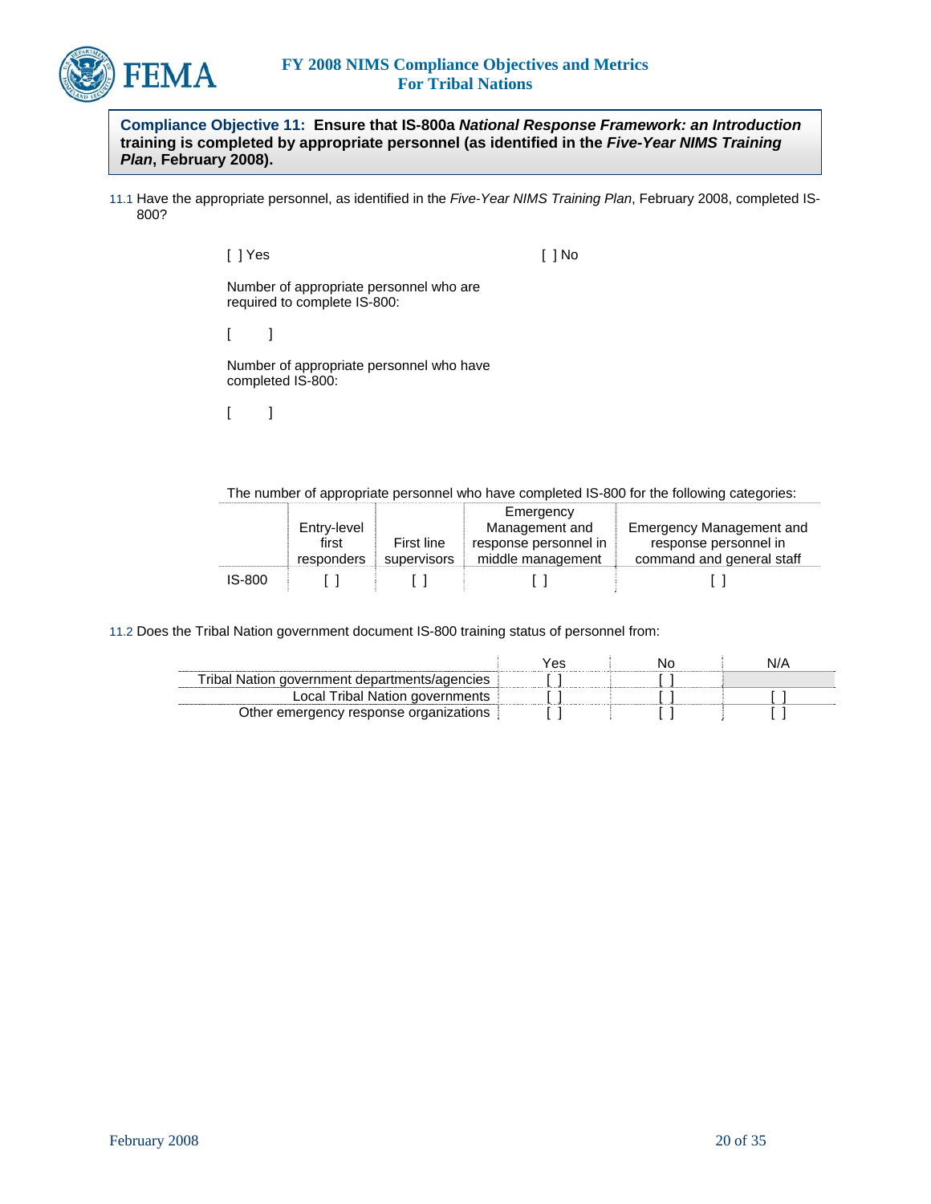**Compliance Objective 11: Ensure that IS-800a *National Response Framework: an Introduction* training is completed by appropriate personnel (as identified in the *Five-Year NIMS Training Plan*, February 2008).**

11.1 Have the appropriate personnel, as identified in the *Five-Year NIMS Training Plan*, February 2008, completed IS-800?

[ ] Yes [ ] No

Number of appropriate personnel who are required to complete IS-800:

[ ]

Number of appropriate personnel who have completed IS-800:

[ ]

The number of appropriate personnel who have completed IS-800 for the following categories:

| | Entry-level first responders | First line supervisors | Emergency Management and response personnel in middle management | Emergency Management and response personnel in command and general staff |
|---|---|---|---|---|
| IS-800 | [ ] | [ ] | [ ] | [ ] |

11.2 Does the Tribal Nation government document IS-800 training status of personnel from:

| | Yes | No | N/A |
|---|---|---|---|
| Tribal Nation government departments/agencies | [ ] | [ ] | |
| Local Tribal Nation governments | [ ] | [ ] | [ ] |
| Other emergency response organizations | [ ] | [ ] | [ ] |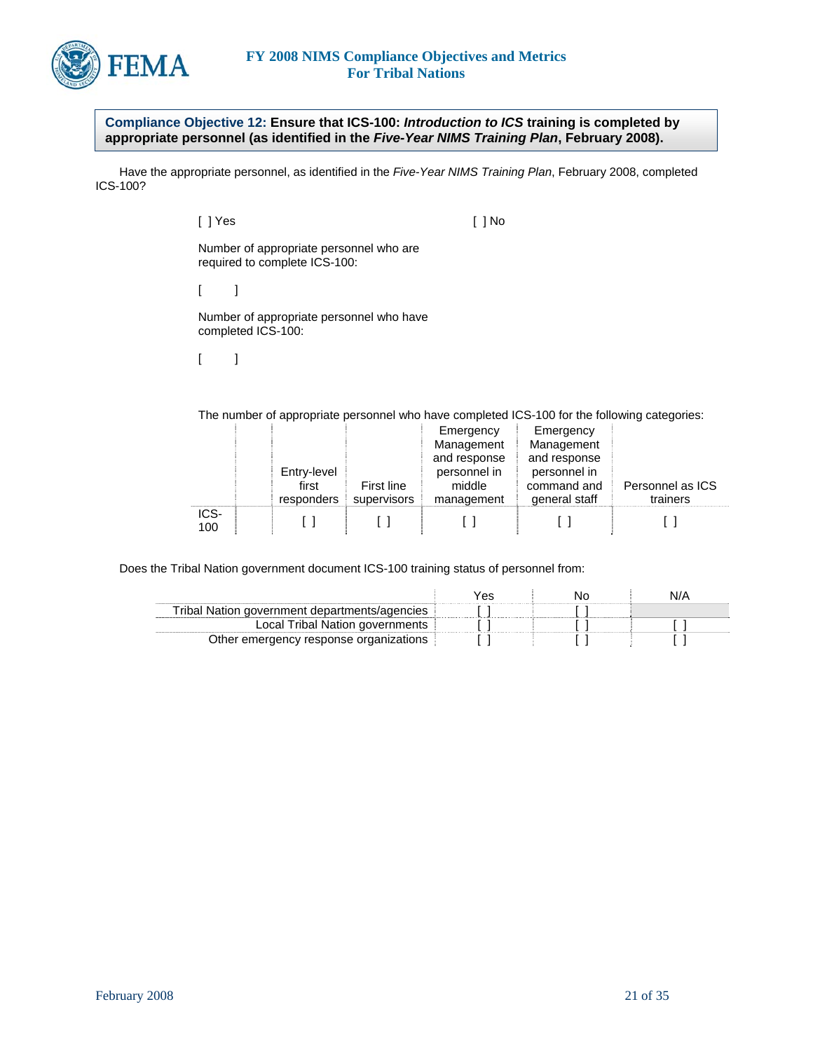**Compliance Objective 12: Ensure that ICS-100: *Introduction to ICS* training is completed by appropriate personnel (as identified in the *Five-Year NIMS Training Plan*, February 2008).**

Have the appropriate personnel, as identified in the *Five-Year NIMS Training Plan*, February 2008, completed ICS-100?

[ ] Yes [ ] No

Number of appropriate personnel who are required to complete ICS-100:

[ ]

Number of appropriate personnel who have completed ICS-100:

[ ]

The number of appropriate personnel who have completed ICS-100 for the following categories:

| | | Entry-level first responders | First line supervisors | Emergency Management and response personnel in middle management | Emergency Management and response personnel in command and general staff | Personnel as ICS trainers |
|---|---|---|---|---|---|---|
| ICS-100 | | [ ] | [ ] | [ ] | [ ] | [ ] |

Does the Tribal Nation government document ICS-100 training status of personnel from:

| | Yes | No | N/A |
|---|---|---|---|
| Tribal Nation government departments/agencies | [ ] | [ ] | |
| Local Tribal Nation governments | [ ] | [ ] | [ ] |
| Other emergency response organizations | [ ] | [ ] | [ ] |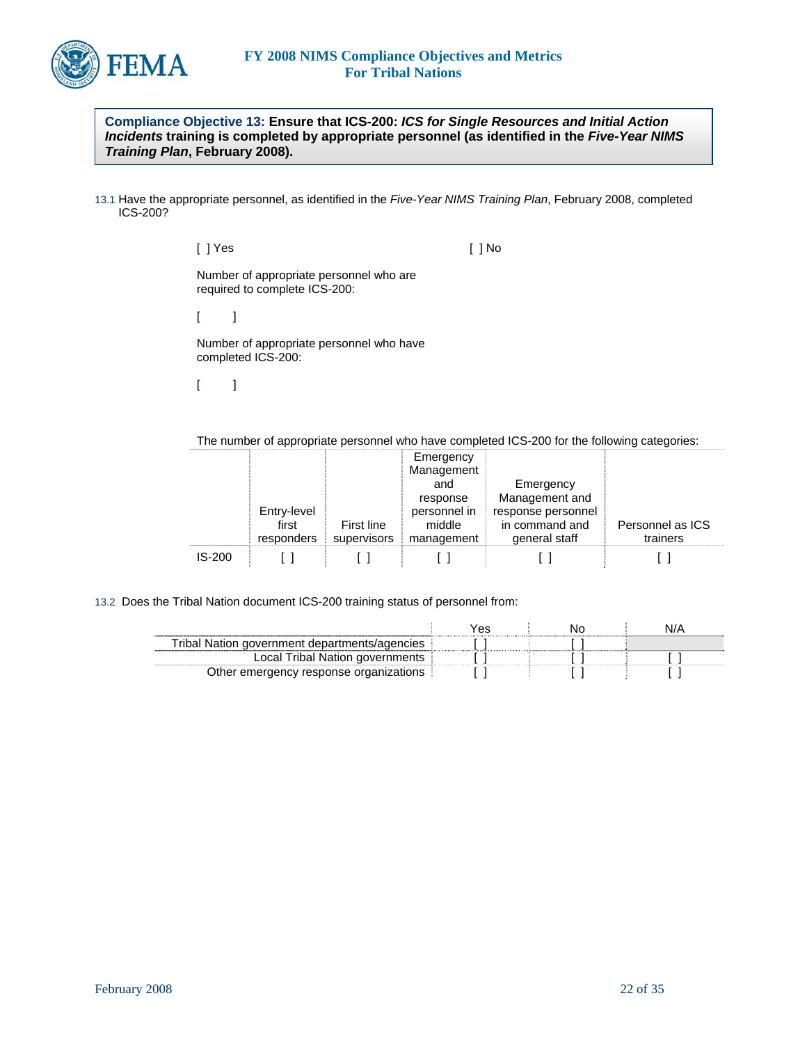**Compliance Objective 13: Ensure that ICS-200: *ICS for Single Resources and Initial Action Incidents* training is completed by appropriate personnel (as identified in the *Five-Year NIMS Training Plan*, February 2008).**

13.1 Have the appropriate personnel, as identified in the *Five-Year NIMS Training Plan*, February 2008, completed ICS-200?

[ ] Yes [ ] No

Number of appropriate personnel who are required to complete ICS-200:

[ ]

Number of appropriate personnel who have completed ICS-200:

[ ]

The number of appropriate personnel who have completed ICS-200 for the following categories:

| | Entry-level first responders | First line supervisors | Emergency Management and response personnel in middle management | Emergency Management and response personnel in command and general staff | Personnel as ICS trainers |
|---|---|---|---|---|---|
| IS-200 | [ ] | [ ] | [ ] | [ ] | [ ] |

13.2 Does the Tribal Nation document ICS-200 training status of personnel from:

| | Yes | No | N/A |
|---|---|---|---|
| Tribal Nation government departments/agencies | [ ] | [ ] | |
| Local Tribal Nation governments | [ ] | [ ] | [ ] |
| Other emergency response organizations | [ ] | [ ] | [ ] |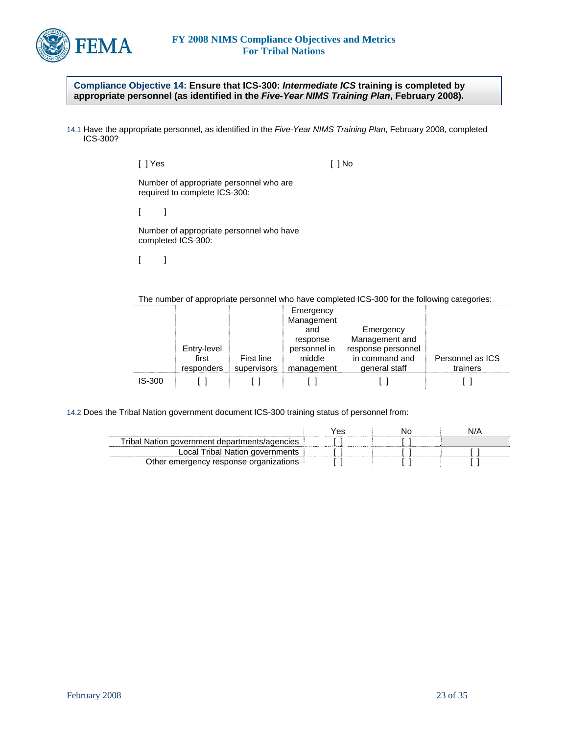**Compliance Objective 14: Ensure that ICS-300: *Intermediate ICS* training is completed by appropriate personnel (as identified in the *Five-Year NIMS Training Plan*, February 2008).**

14.1 Have the appropriate personnel, as identified in the *Five-Year NIMS Training Plan*, February 2008, completed ICS-300?

[ ] Yes [ ] No

Number of appropriate personnel who are required to complete ICS-300:

[ ]

Number of appropriate personnel who have completed ICS-300:

[ ]

The number of appropriate personnel who have completed ICS-300 for the following categories:

| | Entry-level first responders | First line supervisors | Emergency Management and response personnel in middle management | Emergency Management and response personnel in command and general staff | Personnel as ICS trainers |
|---|---|---|---|---|---|
| IS-300 | [ ] | [ ] | [ ] | [ ] | [ ] |

14.2 Does the Tribal Nation government document ICS-300 training status of personnel from:

| | Yes | No | N/A |
|---|---|---|---|
| Tribal Nation government departments/agencies | [ ] | [ ] | |
| Local Tribal Nation governments | [ ] | [ ] | [ ] |
| Other emergency response organizations | [ ] | [ ] | [ ] |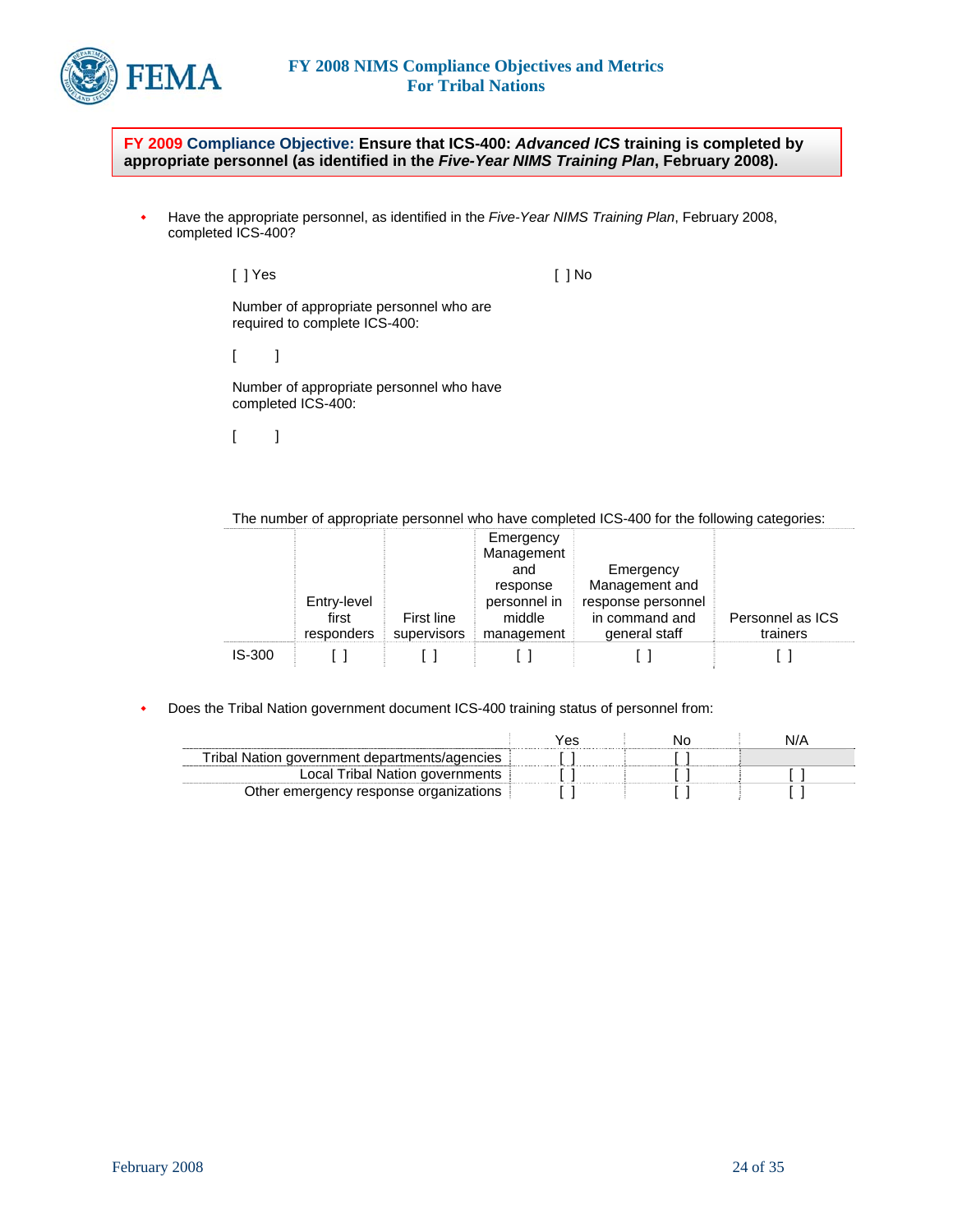**FY 2009 Compliance Objective: Ensure that ICS-400: *Advanced ICS* training is completed by appropriate personnel (as identified in the *Five-Year NIMS Training Plan*, February 2008).**

- Have the appropriate personnel, as identified in the *Five-Year NIMS Training Plan*, February 2008, completed ICS-400?

  [ ] Yes [ ] No

  Number of appropriate personnel who are required to complete ICS-400:

  [ ]

  Number of appropriate personnel who have completed ICS-400:

  [ ]

  The number of appropriate personnel who have completed ICS-400 for the following categories:

| | Entry-level first responders | First line supervisors | Emergency Management and response personnel in middle management | Emergency Management and response personnel in command and general staff | Personnel as ICS trainers |
|---|---|---|---|---|---|
| IS-300 | [ ] | [ ] | [ ] | [ ] | [ ] |

- Does the Tribal Nation government document ICS-400 training status of personnel from:

| | Yes | No | N/A |
|---|---|---|---|
| Tribal Nation government departments/agencies | [ ] | [ ] | |
| Local Tribal Nation governments | [ ] | [ ] | [ ] |
| Other emergency response organizations | [ ] | [ ] | [ ] |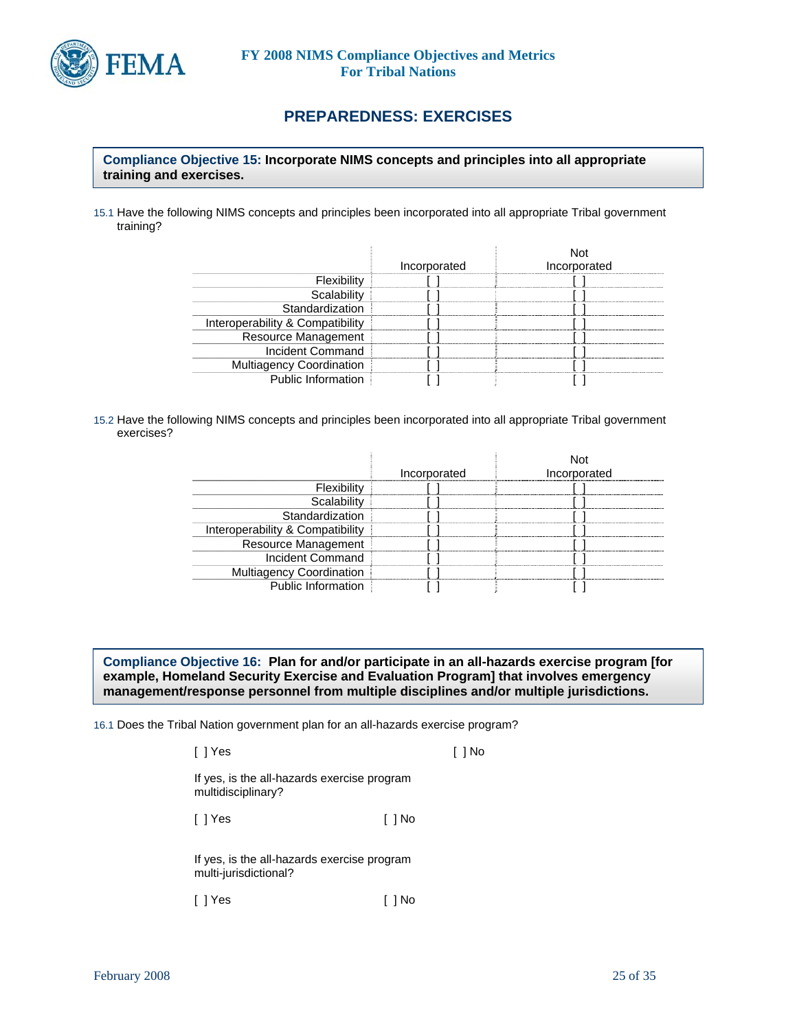# PREPAREDNESS: EXERCISES

**Compliance Objective 15: Incorporate NIMS concepts and principles into all appropriate training and exercises.**

15.1 Have the following NIMS concepts and principles been incorporated into all appropriate Tribal government training?

| | Incorporated | Not Incorporated |
|---|---|---|
| Flexibility | [ ] | [ ] |
| Scalability | [ ] | [ ] |
| Standardization | [ ] | [ ] |
| Interoperability & Compatibility | [ ] | [ ] |
| Resource Management | [ ] | [ ] |
| Incident Command | [ ] | [ ] |
| Multiagency Coordination | [ ] | [ ] |
| Public Information | [ ] | [ ] |

15.2 Have the following NIMS concepts and principles been incorporated into all appropriate Tribal government exercises?

| | Incorporated | Not Incorporated |
|---|---|---|
| Flexibility | [ ] | [ ] |
| Scalability | [ ] | [ ] |
| Standardization | [ ] | [ ] |
| Interoperability & Compatibility | [ ] | [ ] |
| Resource Management | [ ] | [ ] |
| Incident Command | [ ] | [ ] |
| Multiagency Coordination | [ ] | [ ] |
| Public Information | [ ] | [ ] |

**Compliance Objective 16: Plan for and/or participate in an all-hazards exercise program [for example, Homeland Security Exercise and Evaluation Program] that involves emergency management/response personnel from multiple disciplines and/or multiple jurisdictions.**

16.1 Does the Tribal Nation government plan for an all-hazards exercise program?

[ ] Yes [ ] No

If yes, is the all-hazards exercise program multidisciplinary?

[ ] Yes [ ] No

If yes, is the all-hazards exercise program multi-jurisdictional?

[ ] Yes [ ] No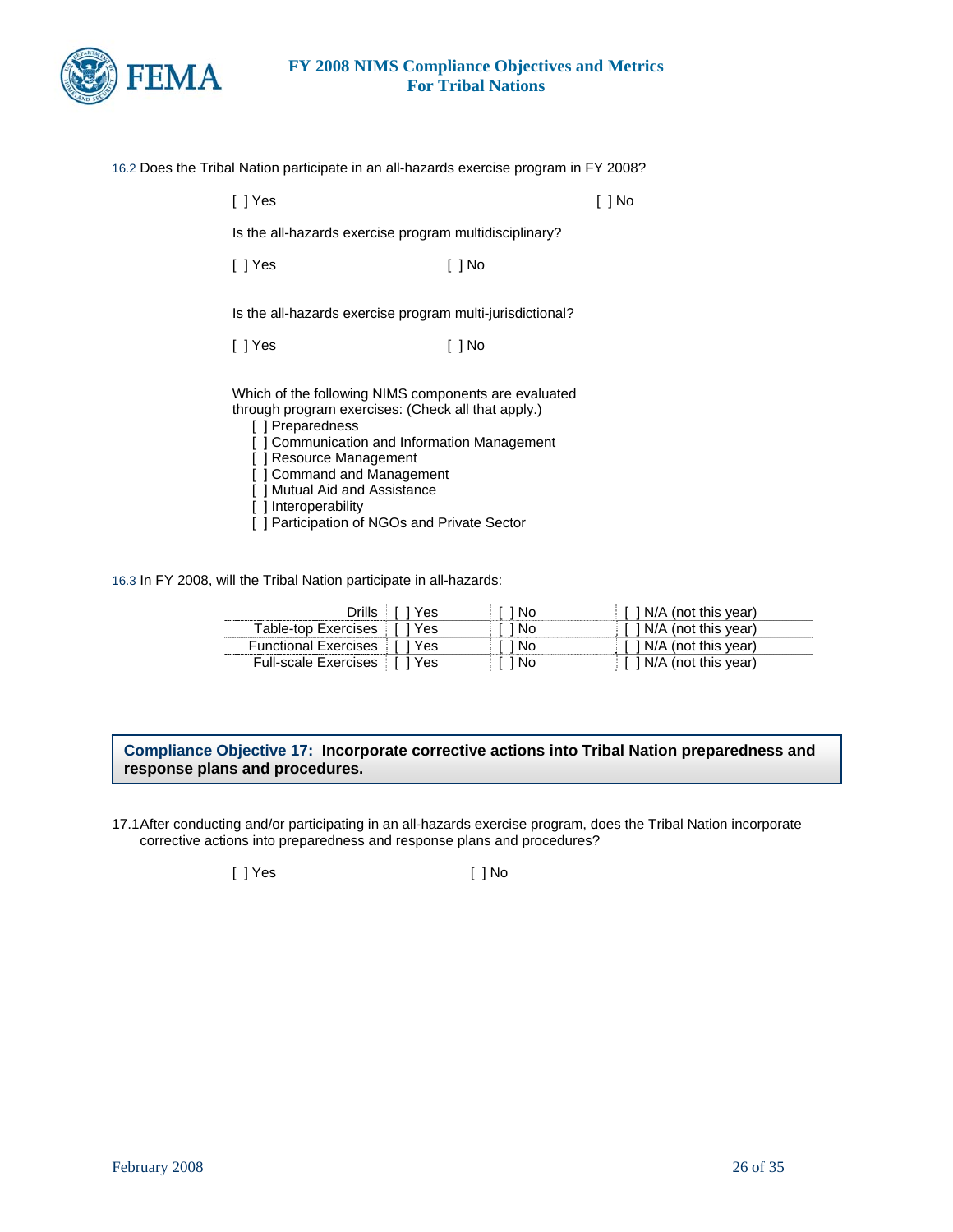16.2 Does the Tribal Nation participate in an all-hazards exercise program in FY 2008?

[ ] Yes [ ] No

Is the all-hazards exercise program multidisciplinary?

[ ] Yes [ ] No

Is the all-hazards exercise program multi-jurisdictional?

[ ] Yes [ ] No

Which of the following NIMS components are evaluated through program exercises: (Check all that apply.)

- [ ] Preparedness
- [ ] Communication and Information Management
- [ ] Resource Management
- [ ] Command and Management
- [ ] Mutual Aid and Assistance
- [ ] Interoperability
- [ ] Participation of NGOs and Private Sector

16.3 In FY 2008, will the Tribal Nation participate in all-hazards:

| | | | |
|---|---|---|---|
| Drills | [ ] Yes | [ ] No | [ ] N/A (not this year) |
| Table-top Exercises | [ ] Yes | [ ] No | [ ] N/A (not this year) |
| Functional Exercises | [ ] Yes | [ ] No | [ ] N/A (not this year) |
| Full-scale Exercises | [ ] Yes | [ ] No | [ ] N/A (not this year) |

**Compliance Objective 17: Incorporate corrective actions into Tribal Nation preparedness and response plans and procedures.**

17.1 After conducting and/or participating in an all-hazards exercise program, does the Tribal Nation incorporate corrective actions into preparedness and response plans and procedures?

[ ] Yes [ ] No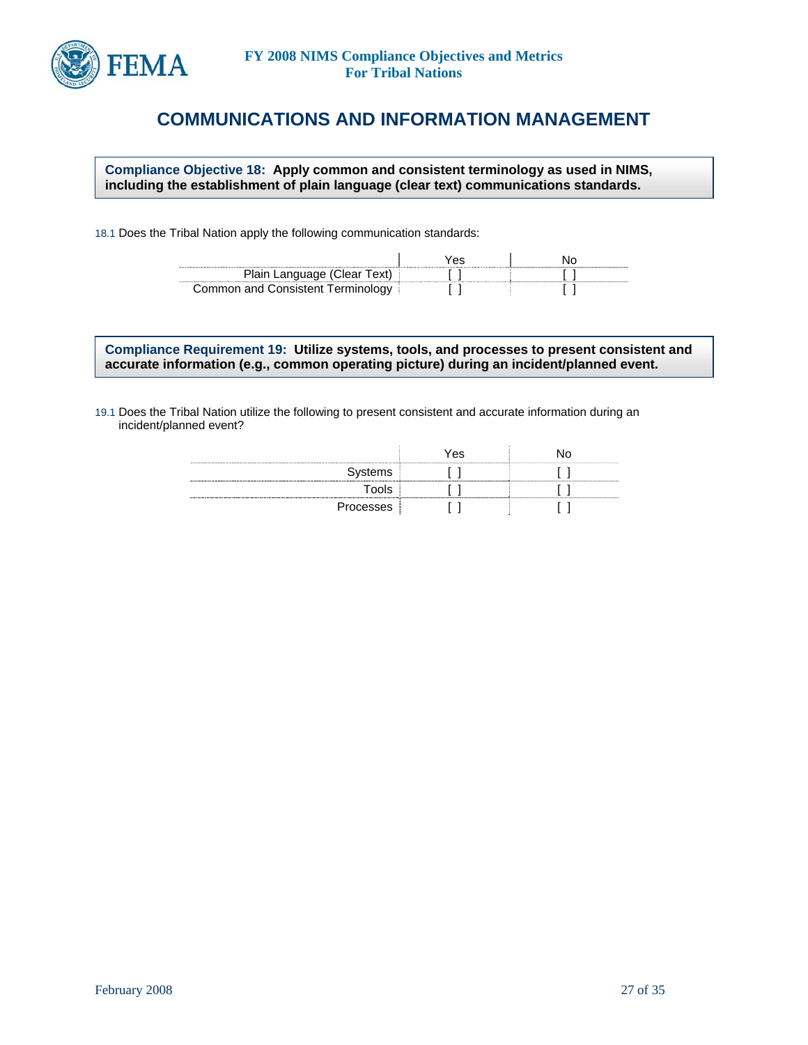# COMMUNICATIONS AND INFORMATION MANAGEMENT

**Compliance Objective 18: Apply common and consistent terminology as used in NIMS, including the establishment of plain language (clear text) communications standards.**

18.1 Does the Tribal Nation apply the following communication standards:

| | Yes | No |
|---|---|---|
| Plain Language (Clear Text) | [ ] | [ ] |
| Common and Consistent Terminology | [ ] | [ ] |

**Compliance Requirement 19: Utilize systems, tools, and processes to present consistent and accurate information (e.g., common operating picture) during an incident/planned event.**

19.1 Does the Tribal Nation utilize the following to present consistent and accurate information during an incident/planned event?

| | Yes | No |
|---|---|---|
| Systems | [ ] | [ ] |
| Tools | [ ] | [ ] |
| Processes | [ ] | [ ] |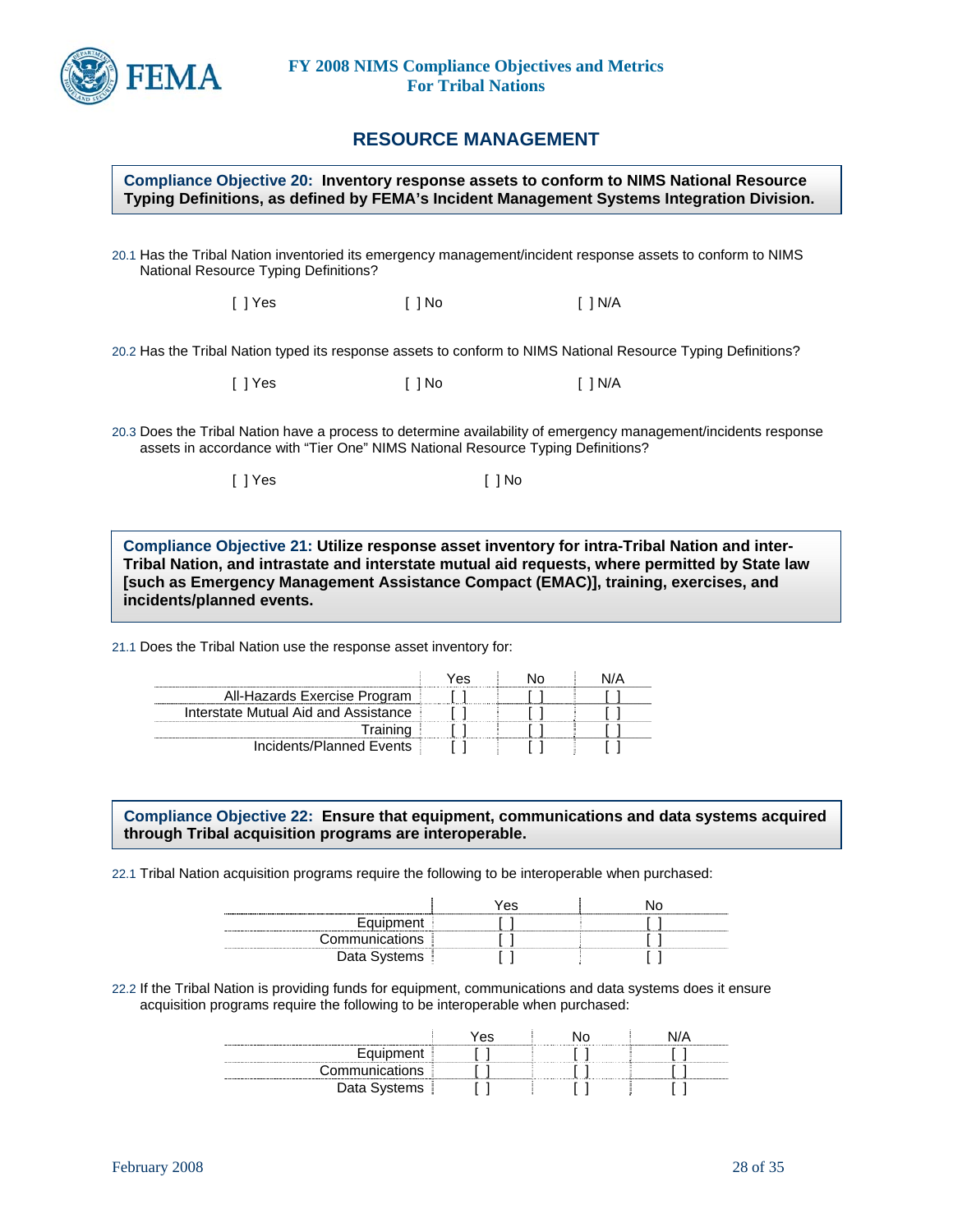## RESOURCE MANAGEMENT

**Compliance Objective 20: Inventory response assets to conform to NIMS National Resource Typing Definitions, as defined by FEMA's Incident Management Systems Integration Division.**

20.1 Has the Tribal Nation inventoried its emergency management/incident response assets to conform to NIMS National Resource Typing Definitions?

[ ] Yes [ ] No [ ] N/A

20.2 Has the Tribal Nation typed its response assets to conform to NIMS National Resource Typing Definitions?

[ ] Yes [ ] No [ ] N/A

20.3 Does the Tribal Nation have a process to determine availability of emergency management/incidents response assets in accordance with "Tier One" NIMS National Resource Typing Definitions?

[ ] Yes [ ] No

**Compliance Objective 21: Utilize response asset inventory for intra-Tribal Nation and inter-Tribal Nation, and intrastate and interstate mutual aid requests, where permitted by State law [such as Emergency Management Assistance Compact (EMAC)], training, exercises, and incidents/planned events.**

21.1 Does the Tribal Nation use the response asset inventory for:

| | Yes | No | N/A |
|---|---|---|---|
| All-Hazards Exercise Program | [ ] | [ ] | [ ] |
| Interstate Mutual Aid and Assistance | [ ] | [ ] | [ ] |
| Training | [ ] | [ ] | [ ] |
| Incidents/Planned Events | [ ] | [ ] | [ ] |

**Compliance Objective 22: Ensure that equipment, communications and data systems acquired through Tribal acquisition programs are interoperable.**

22.1 Tribal Nation acquisition programs require the following to be interoperable when purchased:

| | Yes | No |
|---|---|---|
| Equipment | [ ] | [ ] |
| Communications | [ ] | [ ] |
| Data Systems | [ ] | [ ] |

22.2 If the Tribal Nation is providing funds for equipment, communications and data systems does it ensure acquisition programs require the following to be interoperable when purchased:

| | Yes | No | N/A |
|---|---|---|---|
| Equipment | [ ] | [ ] | [ ] |
| Communications | [ ] | [ ] | [ ] |
| Data Systems | [ ] | [ ] | [ ] |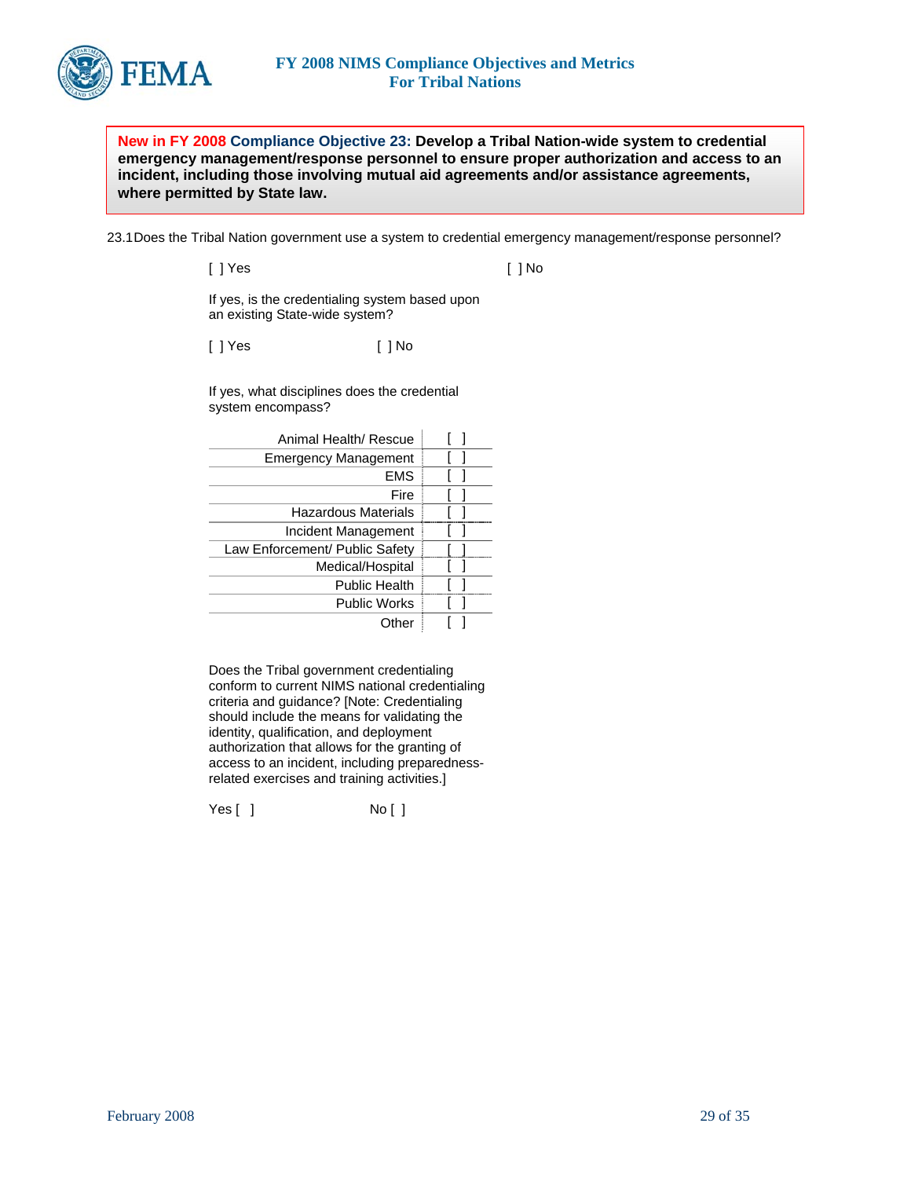**New in FY 2008 Compliance Objective 23: Develop a Tribal Nation-wide system to credential emergency management/response personnel to ensure proper authorization and access to an incident, including those involving mutual aid agreements and/or assistance agreements, where permitted by State law.**

23.1 Does the Tribal Nation government use a system to credential emergency management/response personnel?

[ ] Yes [ ] No

If yes, is the credentialing system based upon an existing State-wide system?

[ ] Yes [ ] No

If yes, what disciplines does the credential system encompass?

| Discipline | |
|---|---|
| Animal Health/ Rescue | [ ] |
| Emergency Management | [ ] |
| EMS | [ ] |
| Fire | [ ] |
| Hazardous Materials | [ ] |
| Incident Management | [ ] |
| Law Enforcement/ Public Safety | [ ] |
| Medical/Hospital | [ ] |
| Public Health | [ ] |
| Public Works | [ ] |
| Other | [ ] |

Does the Tribal government credentialing conform to current NIMS national credentialing criteria and guidance? [Note: Credentialing should include the means for validating the identity, qualification, and deployment authorization that allows for the granting of access to an incident, including preparedness-related exercises and training activities.]

Yes [ ] No [ ]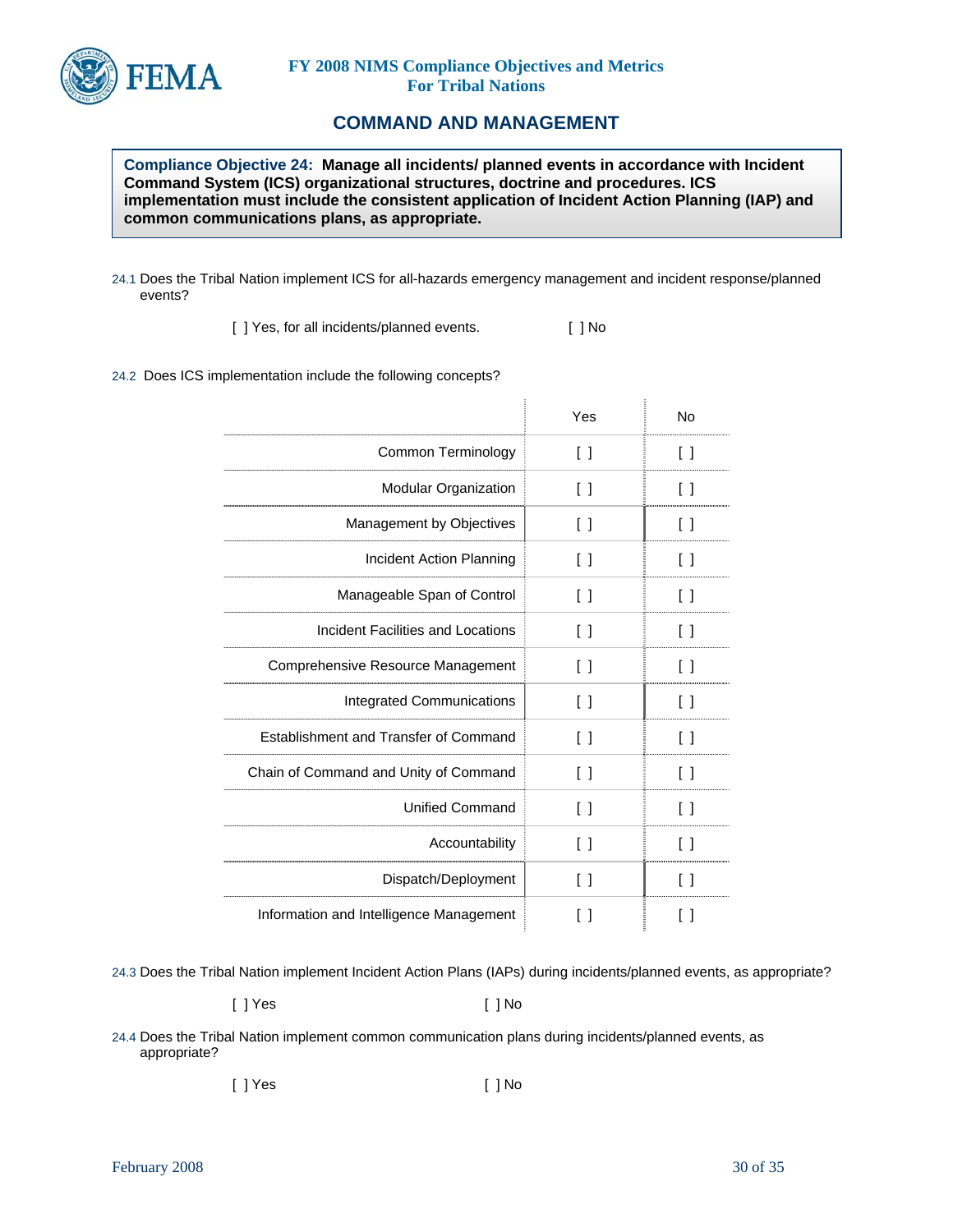## COMMAND AND MANAGEMENT

**Compliance Objective 24: Manage all incidents/ planned events in accordance with Incident Command System (ICS) organizational structures, doctrine and procedures. ICS implementation must include the consistent application of Incident Action Planning (IAP) and common communications plans, as appropriate.**

24.1 Does the Tribal Nation implement ICS for all-hazards emergency management and incident response/planned events?

[ ] Yes, for all incidents/planned events. [ ] No

24.2 Does ICS implementation include the following concepts?

| | Yes | No |
|---|---|---|
| Common Terminology | [ ] | [ ] |
| Modular Organization | [ ] | [ ] |
| Management by Objectives | [ ] | [ ] |
| Incident Action Planning | [ ] | [ ] |
| Manageable Span of Control | [ ] | [ ] |
| Incident Facilities and Locations | [ ] | [ ] |
| Comprehensive Resource Management | [ ] | [ ] |
| Integrated Communications | [ ] | [ ] |
| Establishment and Transfer of Command | [ ] | [ ] |
| Chain of Command and Unity of Command | [ ] | [ ] |
| Unified Command | [ ] | [ ] |
| Accountability | [ ] | [ ] |
| Dispatch/Deployment | [ ] | [ ] |
| Information and Intelligence Management | [ ] | [ ] |

24.3 Does the Tribal Nation implement Incident Action Plans (IAPs) during incidents/planned events, as appropriate?

[ ] Yes [ ] No

24.4 Does the Tribal Nation implement common communication plans during incidents/planned events, as appropriate?

[ ] Yes [ ] No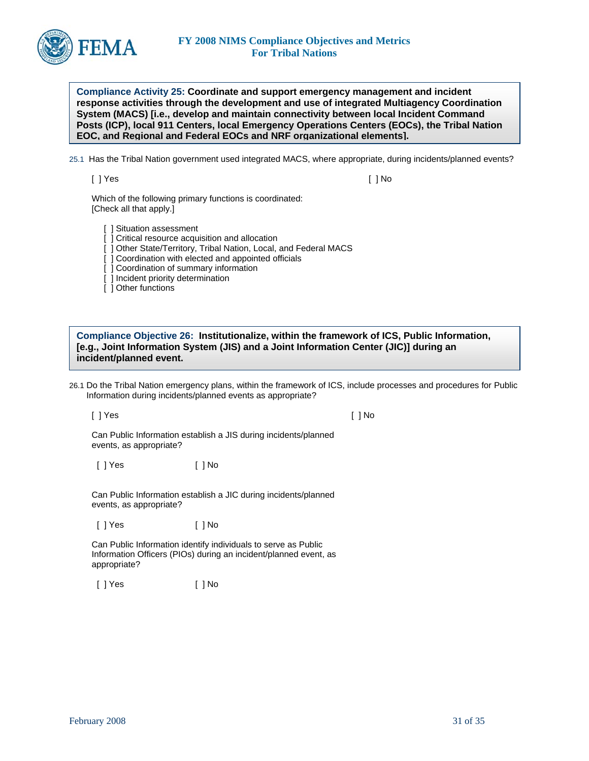**Compliance Activity 25: Coordinate and support emergency management and incident response activities through the development and use of integrated Multiagency Coordination System (MACS) [i.e., develop and maintain connectivity between local Incident Command Posts (ICP), local 911 Centers, local Emergency Operations Centers (EOCs), the Tribal Nation EOC, and Regional and Federal EOCs and NRF organizational elements].**

25.1 Has the Tribal Nation government used integrated MACS, where appropriate, during incidents/planned events?

[ ] Yes [ ] No

Which of the following primary functions is coordinated:
[Check all that apply.]

- [ ] Situation assessment
- [ ] Critical resource acquisition and allocation
- [ ] Other State/Territory, Tribal Nation, Local, and Federal MACS
- [ ] Coordination with elected and appointed officials
- [ ] Coordination of summary information
- [ ] Incident priority determination
- [ ] Other functions

**Compliance Objective 26: Institutionalize, within the framework of ICS, Public Information, [e.g., Joint Information System (JIS) and a Joint Information Center (JIC)] during an incident/planned event.**

26.1 Do the Tribal Nation emergency plans, within the framework of ICS, include processes and procedures for Public Information during incidents/planned events as appropriate?

[ ] Yes [ ] No

Can Public Information establish a JIS during incidents/planned events, as appropriate?

[ ] Yes [ ] No

Can Public Information establish a JIC during incidents/planned events, as appropriate?

[ ] Yes [ ] No

Can Public Information identify individuals to serve as Public Information Officers (PIOs) during an incident/planned event, as appropriate?

[ ] Yes [ ] No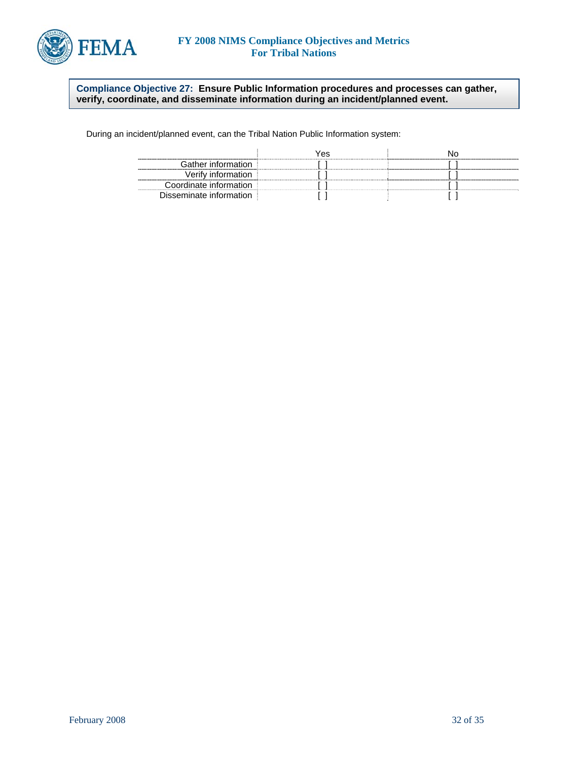**Compliance Objective 27: Ensure Public Information procedures and processes can gather, verify, coordinate, and disseminate information during an incident/planned event.**

During an incident/planned event, can the Tribal Nation Public Information system:

| | Yes | No |
|---|---|---|
| Gather information | [ ] | [ ] |
| Verify information | [ ] | [ ] |
| Coordinate information | [ ] | [ ] |
| Disseminate information | [ ] | [ ] |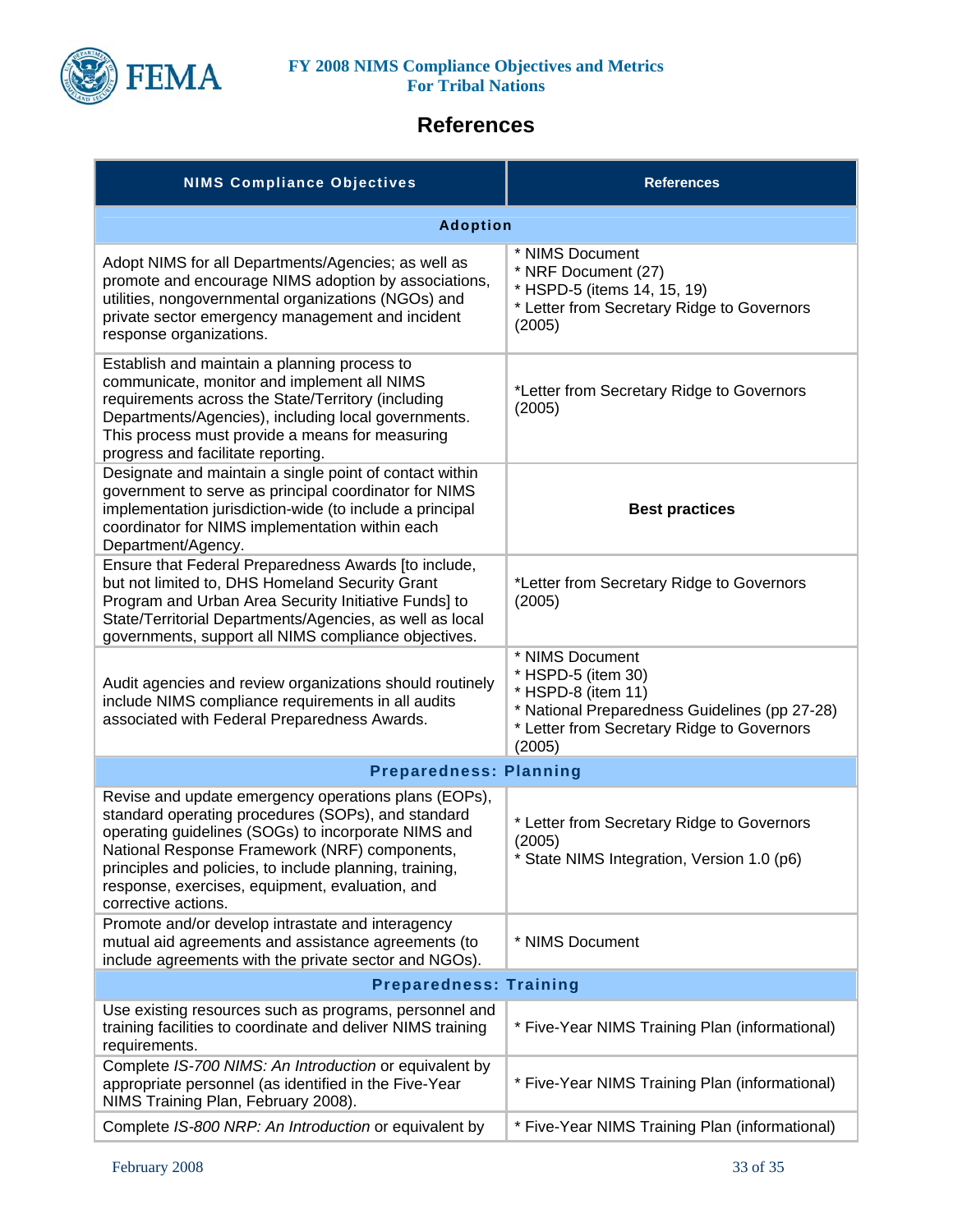# References

| NIMS Compliance Objectives | References |
|---|---|
| **Adoption** | |
| Adopt NIMS for all Departments/Agencies; as well as promote and encourage NIMS adoption by associations, utilities, nongovernmental organizations (NGOs) and private sector emergency management and incident response organizations. | * NIMS Document<br>* NRF Document (27)<br>* HSPD-5 (items 14, 15, 19)<br>* Letter from Secretary Ridge to Governors (2005) |
| Establish and maintain a planning process to communicate, monitor and implement all NIMS requirements across the State/Territory (including Departments/Agencies), including local governments. This process must provide a means for measuring progress and facilitate reporting. | *Letter from Secretary Ridge to Governors (2005) |
| Designate and maintain a single point of contact within government to serve as principal coordinator for NIMS implementation jurisdiction-wide (to include a principal coordinator for NIMS implementation within each Department/Agency. | **Best practices** |
| Ensure that Federal Preparedness Awards [to include, but not limited to, DHS Homeland Security Grant Program and Urban Area Security Initiative Funds] to State/Territorial Departments/Agencies, as well as local governments, support all NIMS compliance objectives. | *Letter from Secretary Ridge to Governors (2005) |
| Audit agencies and review organizations should routinely include NIMS compliance requirements in all audits associated with Federal Preparedness Awards. | * NIMS Document<br>* HSPD-5 (item 30)<br>* HSPD-8 (item 11)<br>* National Preparedness Guidelines (pp 27-28)<br>* Letter from Secretary Ridge to Governors (2005) |
| **Preparedness: Planning** | |
| Revise and update emergency operations plans (EOPs), standard operating procedures (SOPs), and standard operating guidelines (SOGs) to incorporate NIMS and National Response Framework (NRF) components, principles and policies, to include planning, training, response, exercises, equipment, evaluation, and corrective actions. | * Letter from Secretary Ridge to Governors (2005)<br>* State NIMS Integration, Version 1.0 (p6) |
| Promote and/or develop intrastate and interagency mutual aid agreements and assistance agreements (to include agreements with the private sector and NGOs). | * NIMS Document |
| **Preparedness: Training** | |
| Use existing resources such as programs, personnel and training facilities to coordinate and deliver NIMS training requirements. | * Five-Year NIMS Training Plan (informational) |
| Complete *IS-700 NIMS: An Introduction* or equivalent by appropriate personnel (as identified in the Five-Year NIMS Training Plan, February 2008). | * Five-Year NIMS Training Plan (informational) |
| Complete *IS-800 NRP: An Introduction* or equivalent by | * Five-Year NIMS Training Plan (informational) |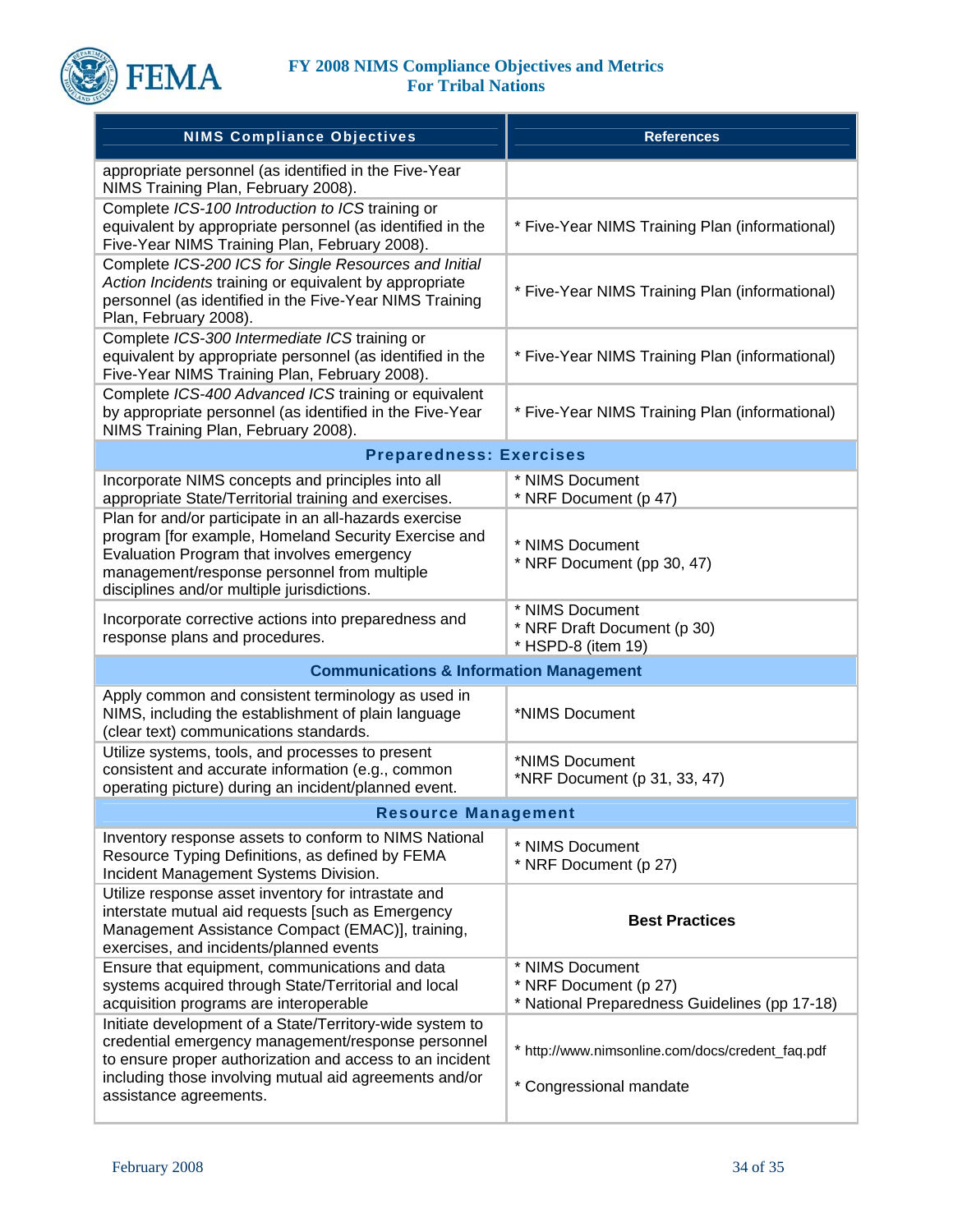| NIMS Compliance Objectives | References |
|---|---|
| appropriate personnel (as identified in the Five-Year NIMS Training Plan, February 2008). | |
| Complete *ICS-100 Introduction to ICS* training or equivalent by appropriate personnel (as identified in the Five-Year NIMS Training Plan, February 2008). | * Five-Year NIMS Training Plan (informational) |
| Complete *ICS-200 ICS for Single Resources and Initial Action Incidents* training or equivalent by appropriate personnel (as identified in the Five-Year NIMS Training Plan, February 2008). | * Five-Year NIMS Training Plan (informational) |
| Complete *ICS-300 Intermediate ICS* training or equivalent by appropriate personnel (as identified in the Five-Year NIMS Training Plan, February 2008). | * Five-Year NIMS Training Plan (informational) |
| Complete *ICS-400 Advanced ICS* training or equivalent by appropriate personnel (as identified in the Five-Year NIMS Training Plan, February 2008). | * Five-Year NIMS Training Plan (informational) |
| **Preparedness: Exercises** | |
| Incorporate NIMS concepts and principles into all appropriate State/Territorial training and exercises. | * NIMS Document<br>* NRF Document (p 47) |
| Plan for and/or participate in an all-hazards exercise program [for example, Homeland Security Exercise and Evaluation Program that involves emergency management/response personnel from multiple disciplines and/or multiple jurisdictions. | * NIMS Document<br>* NRF Document (pp 30, 47) |
| Incorporate corrective actions into preparedness and response plans and procedures. | * NIMS Document<br>* NRF Draft Document (p 30)<br>* HSPD-8 (item 19) |
| **Communications & Information Management** | |
| Apply common and consistent terminology as used in NIMS, including the establishment of plain language (clear text) communications standards. | *NIMS Document |
| Utilize systems, tools, and processes to present consistent and accurate information (e.g., common operating picture) during an incident/planned event. | *NIMS Document<br>*NRF Document (p 31, 33, 47) |
| **Resource Management** | |
| Inventory response assets to conform to NIMS National Resource Typing Definitions, as defined by FEMA Incident Management Systems Division. | * NIMS Document<br>* NRF Document (p 27) |
| Utilize response asset inventory for intrastate and interstate mutual aid requests [such as Emergency Management Assistance Compact (EMAC)], training, exercises, and incidents/planned events | **Best Practices** |
| Ensure that equipment, communications and data systems acquired through State/Territorial and local acquisition programs are interoperable | * NIMS Document<br>* NRF Document (p 27)<br>* National Preparedness Guidelines (pp 17-18) |
| Initiate development of a State/Territory-wide system to credential emergency management/response personnel to ensure proper authorization and access to an incident including those involving mutual aid agreements and/or assistance agreements. | * http://www.nimsonline.com/docs/credent_faq.pdf<br>* Congressional mandate |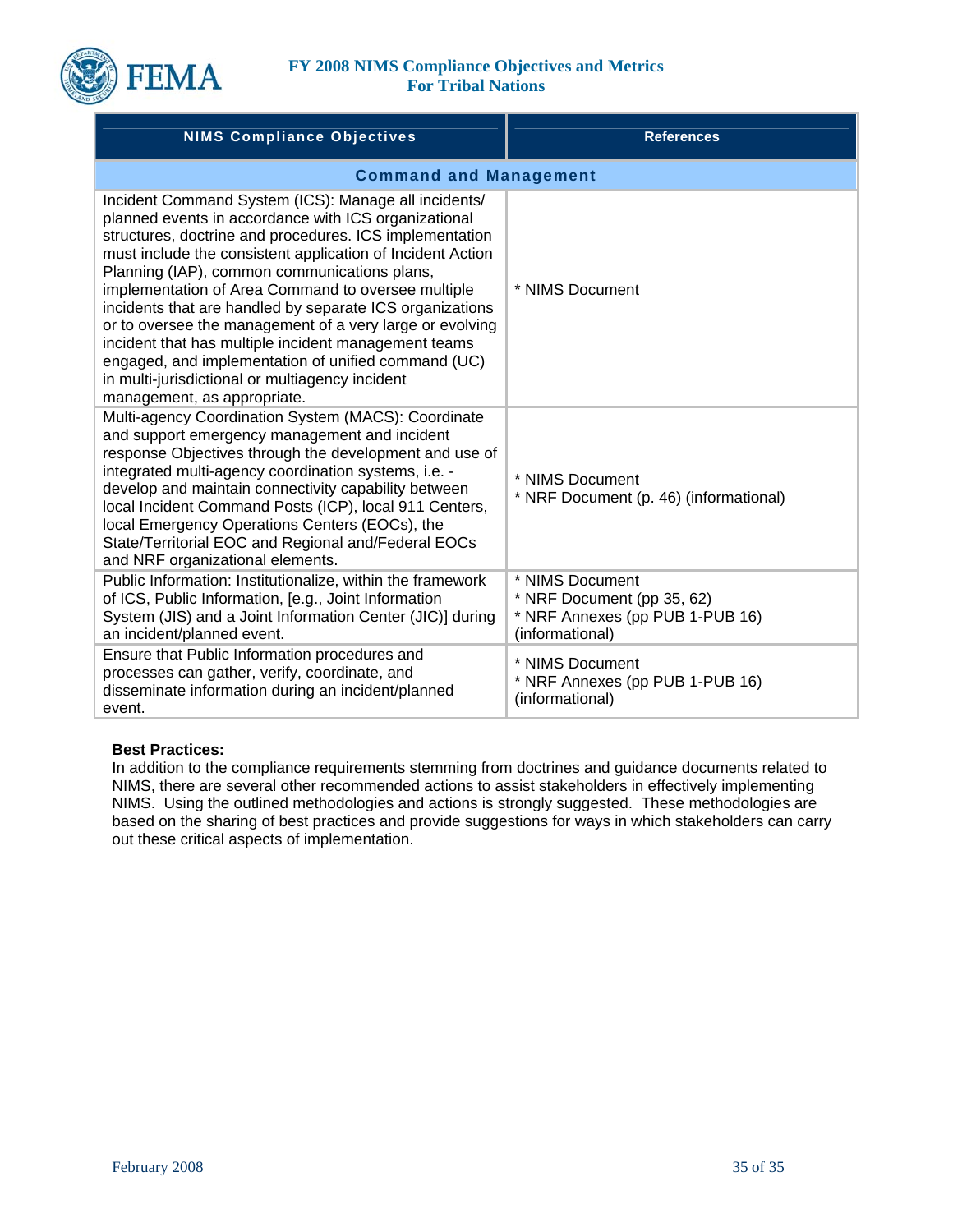| NIMS Compliance Objectives | References |
|---|---|
| **Command and Management** | |
| Incident Command System (ICS): Manage all incidents/ planned events in accordance with ICS organizational structures, doctrine and procedures. ICS implementation must include the consistent application of Incident Action Planning (IAP), common communications plans, implementation of Area Command to oversee multiple incidents that are handled by separate ICS organizations or to oversee the management of a very large or evolving incident that has multiple incident management teams engaged, and implementation of unified command (UC) in multi-jurisdictional or multiagency incident management, as appropriate. | * NIMS Document |
| Multi-agency Coordination System (MACS): Coordinate and support emergency management and incident response Objectives through the development and use of integrated multi-agency coordination systems, i.e. - develop and maintain connectivity capability between local Incident Command Posts (ICP), local 911 Centers, local Emergency Operations Centers (EOCs), the State/Territorial EOC and Regional and/Federal EOCs and NRF organizational elements. | * NIMS Document<br>* NRF Document (p. 46) (informational) |
| Public Information: Institutionalize, within the framework of ICS, Public Information, [e.g., Joint Information System (JIS) and a Joint Information Center (JIC)] during an incident/planned event. | * NIMS Document<br>* NRF Document (pp 35, 62)<br>* NRF Annexes (pp PUB 1-PUB 16) (informational) |
| Ensure that Public Information procedures and processes can gather, verify, coordinate, and disseminate information during an incident/planned event. | * NIMS Document<br>* NRF Annexes (pp PUB 1-PUB 16) (informational) |

**Best Practices:**
In addition to the compliance requirements stemming from doctrines and guidance documents related to NIMS, there are several other recommended actions to assist stakeholders in effectively implementing NIMS. Using the outlined methodologies and actions is strongly suggested. These methodologies are based on the sharing of best practices and provide suggestions for ways in which stakeholders can carry out these critical aspects of implementation.